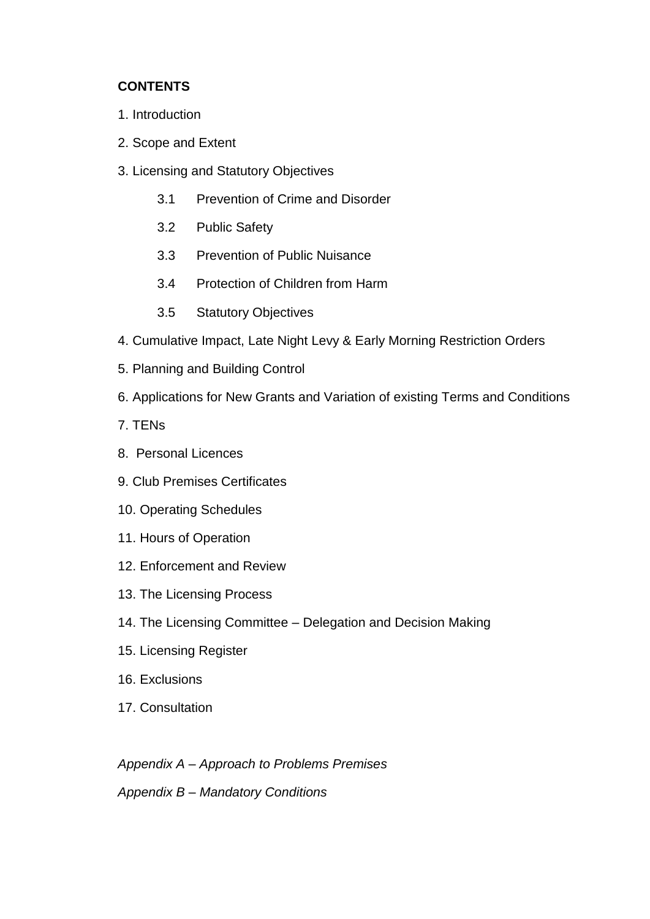**CONTENTS**

1. Introduction
2. Scope and Extent
3. Licensing and Statutory Objectives
    - 3.1 Prevention of Crime and Disorder
    - 3.2 Public Safety
    - 3.3 Prevention of Public Nuisance
    - 3.4 Protection of Children from Harm
    - 3.5 Statutory Objectives
4. Cumulative Impact, Late Night Levy & Early Morning Restriction Orders
5. Planning and Building Control
6. Applications for New Grants and Variation of existing Terms and Conditions
7. TENs
8. Personal Licences
9. Club Premises Certificates
10. Operating Schedules
11. Hours of Operation
12. Enforcement and Review
13. The Licensing Process
14. The Licensing Committee – Delegation and Decision Making
15. Licensing Register
16. Exclusions
17. Consultation

*Appendix A – Approach to Problems Premises*

*Appendix B – Mandatory Conditions*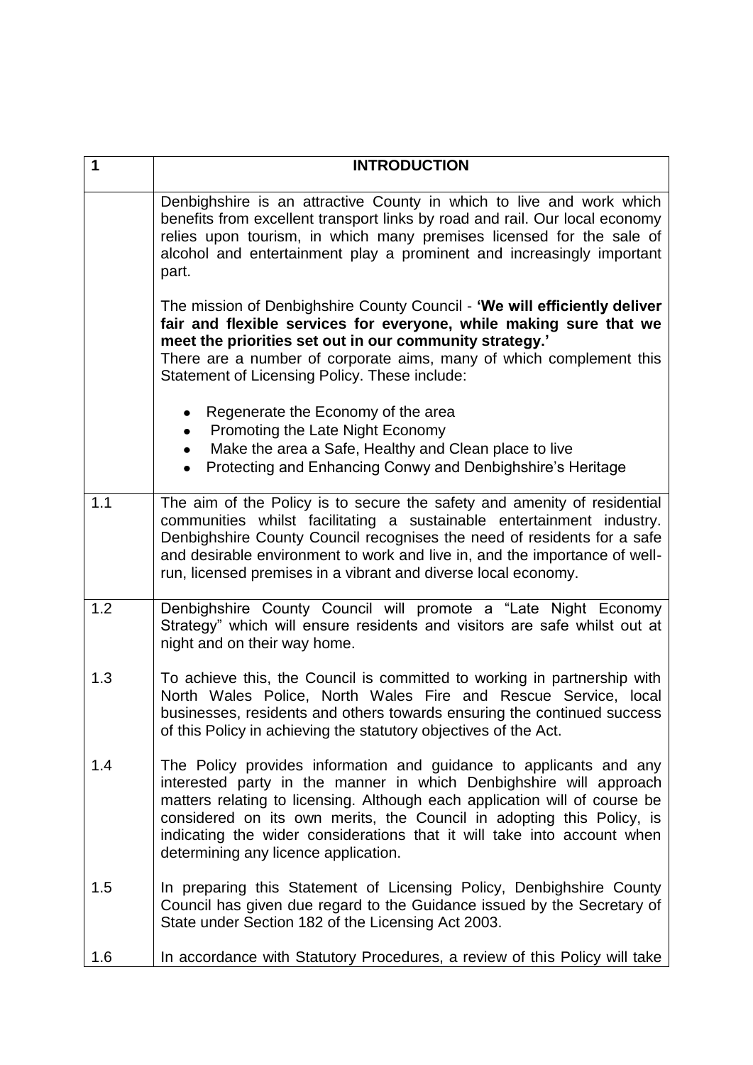| 1 | INTRODUCTION |
| --- | --- |
| | Denbighshire is an attractive County in which to live and work which benefits from excellent transport links by road and rail. Our local economy relies upon tourism, in which many premises licensed for the sale of alcohol and entertainment play a prominent and increasingly important part.<br><br>The mission of Denbighshire County Council - **'We will efficiently deliver fair and flexible services for everyone, while making sure that we meet the priorities set out in our community strategy.'**<br>There are a number of corporate aims, many of which complement this Statement of Licensing Policy. These include:<br><br>• Regenerate the Economy of the area<br>• Promoting the Late Night Economy<br>• Make the area a Safe, Healthy and Clean place to live<br>• Protecting and Enhancing Conwy and Denbighshire's Heritage |
| 1.1 | The aim of the Policy is to secure the safety and amenity of residential communities whilst facilitating a sustainable entertainment industry. Denbighshire County Council recognises the need of residents for a safe and desirable environment to work and live in, and the importance of well-run, licensed premises in a vibrant and diverse local economy. |
| 1.2 | Denbighshire County Council will promote a "Late Night Economy Strategy" which will ensure residents and visitors are safe whilst out at night and on their way home. |
| 1.3 | To achieve this, the Council is committed to working in partnership with North Wales Police, North Wales Fire and Rescue Service, local businesses, residents and others towards ensuring the continued success of this Policy in achieving the statutory objectives of the Act. |
| 1.4 | The Policy provides information and guidance to applicants and any interested party in the manner in which Denbighshire will approach matters relating to licensing. Although each application will of course be considered on its own merits, the Council in adopting this Policy, is indicating the wider considerations that it will take into account when determining any licence application. |
| 1.5 | In preparing this Statement of Licensing Policy, Denbighshire County Council has given due regard to the Guidance issued by the Secretary of State under Section 182 of the Licensing Act 2003. |
| 1.6 | In accordance with Statutory Procedures, a review of this Policy will take |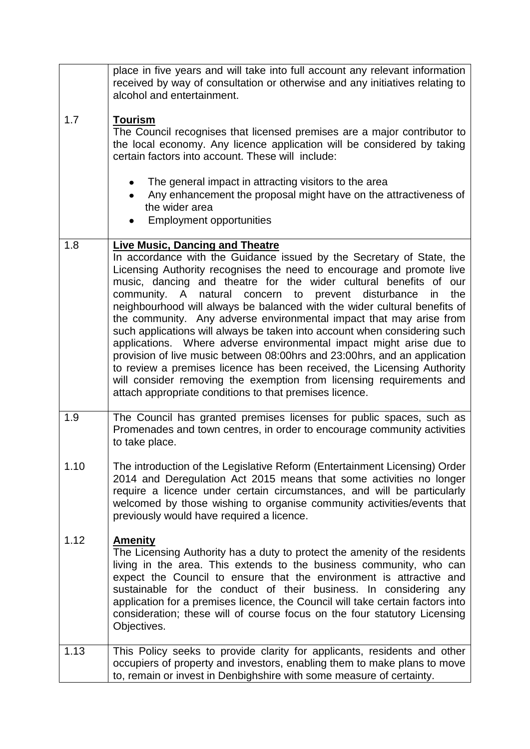| | |
|---|---|
| | place in five years and will take into full account any relevant information received by way of consultation or otherwise and any initiatives relating to alcohol and entertainment. |
| 1.7 | **Tourism**<br>The Council recognises that licensed premises are a major contributor to the local economy. Any licence application will be considered by taking certain factors into account. These will include:<br>• The general impact in attracting visitors to the area<br>• Any enhancement the proposal might have on the attractiveness of the wider area<br>• Employment opportunities |
| 1.8 | **Live Music, Dancing and Theatre**<br>In accordance with the Guidance issued by the Secretary of State, the Licensing Authority recognises the need to encourage and promote live music, dancing and theatre for the wider cultural benefits of our community. A natural concern to prevent disturbance in the neighbourhood will always be balanced with the wider cultural benefits of the community. Any adverse environmental impact that may arise from such applications will always be taken into account when considering such applications. Where adverse environmental impact might arise due to provision of live music between 08:00hrs and 23:00hrs, and an application to review a premises licence has been received, the Licensing Authority will consider removing the exemption from licensing requirements and attach appropriate conditions to that premises licence. |
| 1.9 | The Council has granted premises licenses for public spaces, such as Promenades and town centres, in order to encourage community activities to take place. |
| 1.10 | The introduction of the Legislative Reform (Entertainment Licensing) Order 2014 and Deregulation Act 2015 means that some activities no longer require a licence under certain circumstances, and will be particularly welcomed by those wishing to organise community activities/events that previously would have required a licence. |
| 1.12 | **Amenity**<br>The Licensing Authority has a duty to protect the amenity of the residents living in the area. This extends to the business community, who can expect the Council to ensure that the environment is attractive and sustainable for the conduct of their business. In considering any application for a premises licence, the Council will take certain factors into consideration; these will of course focus on the four statutory Licensing Objectives. |
| 1.13 | This Policy seeks to provide clarity for applicants, residents and other occupiers of property and investors, enabling them to make plans to move to, remain or invest in Denbighshire with some measure of certainty. |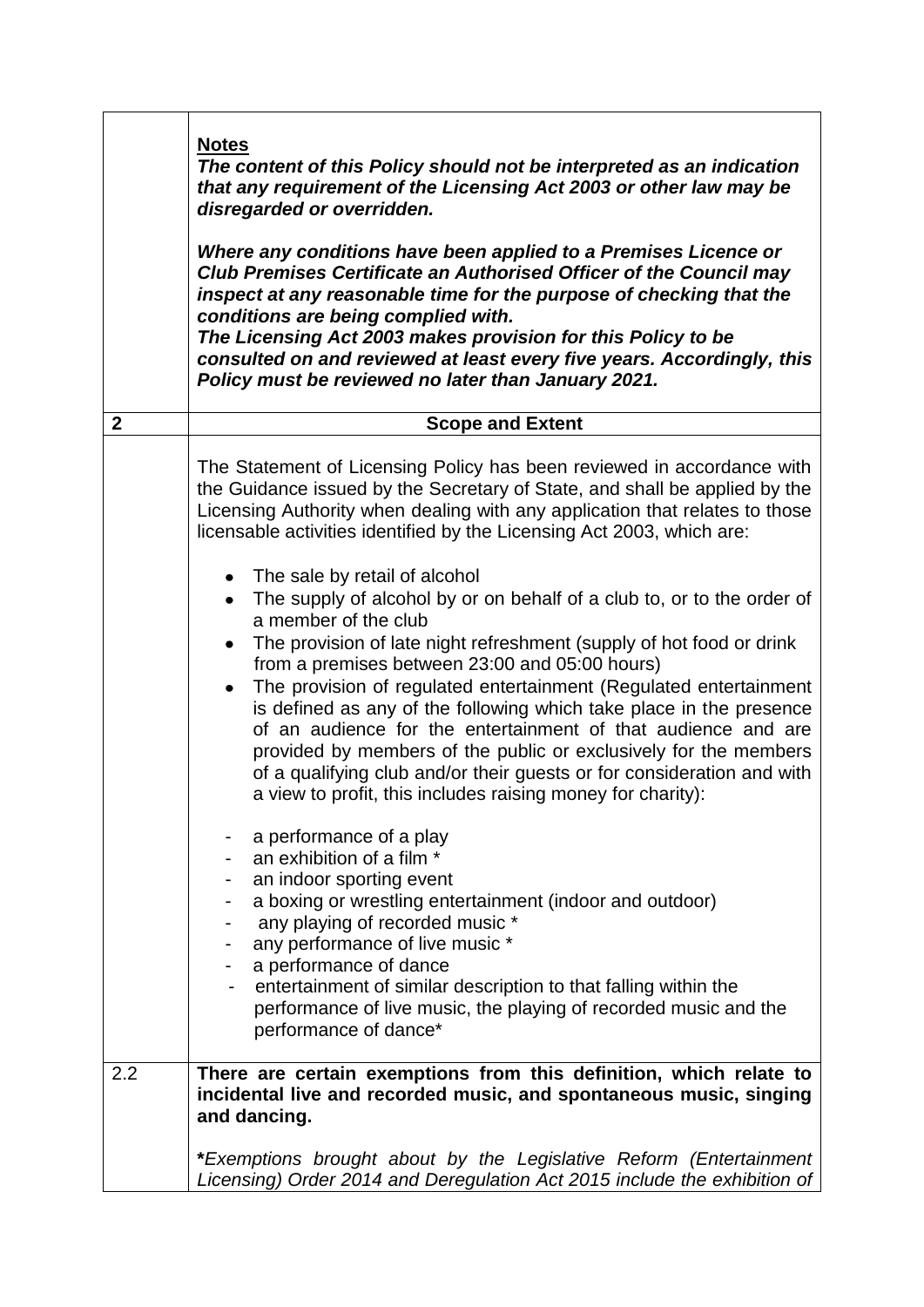**Notes**

***The content of this Policy should not be interpreted as an indication that any requirement of the Licensing Act 2003 or other law may be disregarded or overridden.***

***Where any conditions have been applied to a Premises Licence or Club Premises Certificate an Authorised Officer of the Council may inspect at any reasonable time for the purpose of checking that the conditions are being complied with.***
***The Licensing Act 2003 makes provision for this Policy to be consulted on and reviewed at least every five years. Accordingly, this Policy must be reviewed no later than January 2021.***

## 2 Scope and Extent

The Statement of Licensing Policy has been reviewed in accordance with the Guidance issued by the Secretary of State, and shall be applied by the Licensing Authority when dealing with any application that relates to those licensable activities identified by the Licensing Act 2003, which are:

- The sale by retail of alcohol
- The supply of alcohol by or on behalf of a club to, or to the order of a member of the club
- The provision of late night refreshment (supply of hot food or drink from a premises between 23:00 and 05:00 hours)
- The provision of regulated entertainment (Regulated entertainment is defined as any of the following which take place in the presence of an audience for the entertainment of that audience and are provided by members of the public or exclusively for the members of a qualifying club and/or their guests or for consideration and with a view to profit, this includes raising money for charity):

  - a performance of a play
  - an exhibition of a film *
  - an indoor sporting event
  - a boxing or wrestling entertainment (indoor and outdoor)
  - any playing of recorded music *
  - any performance of live music *
  - a performance of dance
  - entertainment of similar description to that falling within the performance of live music, the playing of recorded music and the performance of dance*

2.2 **There are certain exemptions from this definition, which relate to incidental live and recorded music, and spontaneous music, singing and dancing.**

***Exemptions brought about by the Legislative Reform (Entertainment Licensing) Order 2014 and Deregulation Act 2015 include the exhibition of*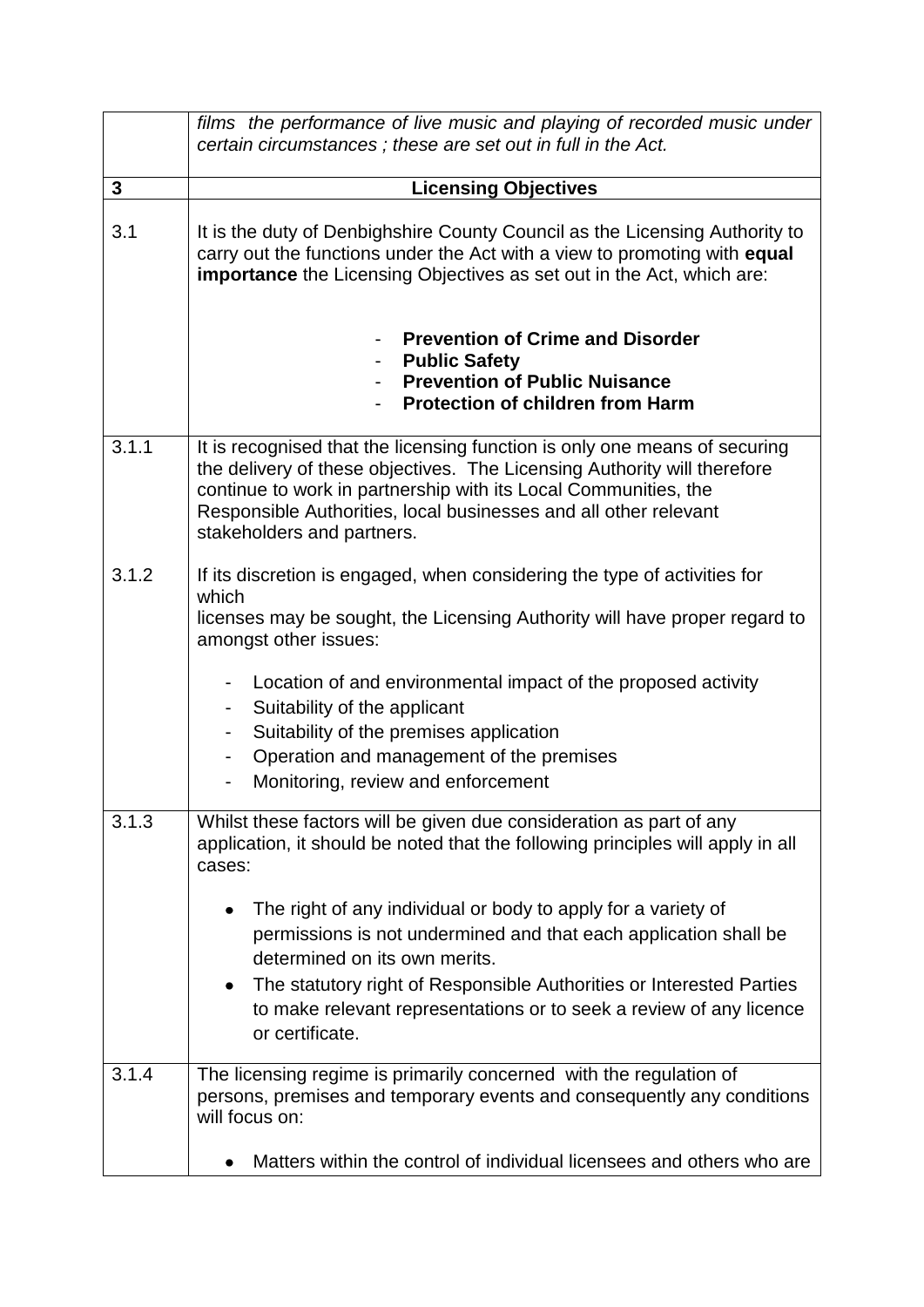| | |
|---|---|
| | *films the performance of live music and playing of recorded music under certain circumstances ; these are set out in full in the Act.* |
| **3** | **Licensing Objectives** |
| 3.1 | It is the duty of Denbighshire County Council as the Licensing Authority to carry out the functions under the Act with a view to promoting with **equal importance** the Licensing Objectives as set out in the Act, which are:<br><br>- **Prevention of Crime and Disorder**<br>- **Public Safety**<br>- **Prevention of Public Nuisance**<br>- **Protection of children from Harm** |
| 3.1.1<br><br>3.1.2 | It is recognised that the licensing function is only one means of securing the delivery of these objectives. The Licensing Authority will therefore continue to work in partnership with its Local Communities, the Responsible Authorities, local businesses and all other relevant stakeholders and partners.<br><br>If its discretion is engaged, when considering the type of activities for which licenses may be sought, the Licensing Authority will have proper regard to amongst other issues:<br><br>- Location of and environmental impact of the proposed activity<br>- Suitability of the applicant<br>- Suitability of the premises application<br>- Operation and management of the premises<br>- Monitoring, review and enforcement |
| 3.1.3 | Whilst these factors will be given due consideration as part of any application, it should be noted that the following principles will apply in all cases:<br><br>- The right of any individual or body to apply for a variety of permissions is not undermined and that each application shall be determined on its own merits.<br>- The statutory right of Responsible Authorities or Interested Parties to make relevant representations or to seek a review of any licence or certificate. |
| 3.1.4 | The licensing regime is primarily concerned with the regulation of persons, premises and temporary events and consequently any conditions will focus on:<br><br>- Matters within the control of individual licensees and others who are |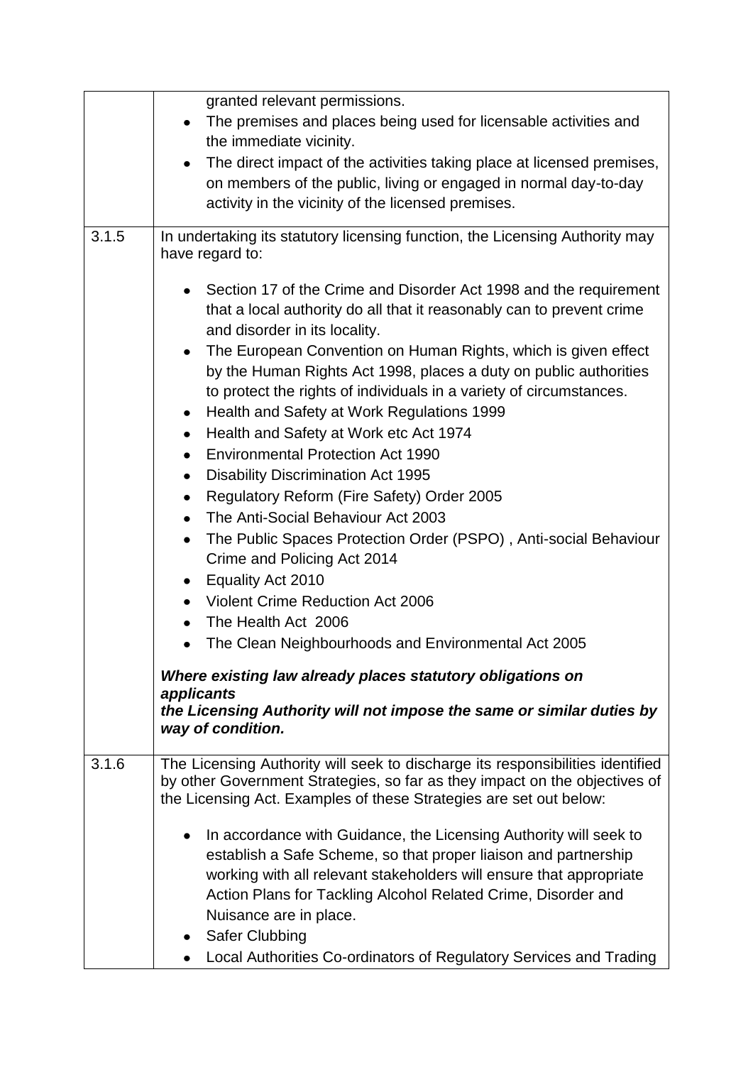| | |
|---|---|
| | granted relevant permissions.<br>• The premises and places being used for licensable activities and the immediate vicinity.<br>• The direct impact of the activities taking place at licensed premises, on members of the public, living or engaged in normal day-to-day activity in the vicinity of the licensed premises. |
| 3.1.5 | In undertaking its statutory licensing function, the Licensing Authority may have regard to:<br><br>• Section 17 of the Crime and Disorder Act 1998 and the requirement that a local authority do all that it reasonably can to prevent crime and disorder in its locality.<br>• The European Convention on Human Rights, which is given effect by the Human Rights Act 1998, places a duty on public authorities to protect the rights of individuals in a variety of circumstances.<br>• Health and Safety at Work Regulations 1999<br>• Health and Safety at Work etc Act 1974<br>• Environmental Protection Act 1990<br>• Disability Discrimination Act 1995<br>• Regulatory Reform (Fire Safety) Order 2005<br>• The Anti-Social Behaviour Act 2003<br>• The Public Spaces Protection Order (PSPO) , Anti-social Behaviour Crime and Policing Act 2014<br>• Equality Act 2010<br>• Violent Crime Reduction Act 2006<br>• The Health Act 2006<br>• The Clean Neighbourhoods and Environmental Act 2005<br><br>***Where existing law already places statutory obligations on applicants the Licensing Authority will not impose the same or similar duties by way of condition.*** |
| 3.1.6 | The Licensing Authority will seek to discharge its responsibilities identified by other Government Strategies, so far as they impact on the objectives of the Licensing Act. Examples of these Strategies are set out below:<br><br>• In accordance with Guidance, the Licensing Authority will seek to establish a Safe Scheme, so that proper liaison and partnership working with all relevant stakeholders will ensure that appropriate Action Plans for Tackling Alcohol Related Crime, Disorder and Nuisance are in place.<br>• Safer Clubbing<br>• Local Authorities Co-ordinators of Regulatory Services and Trading |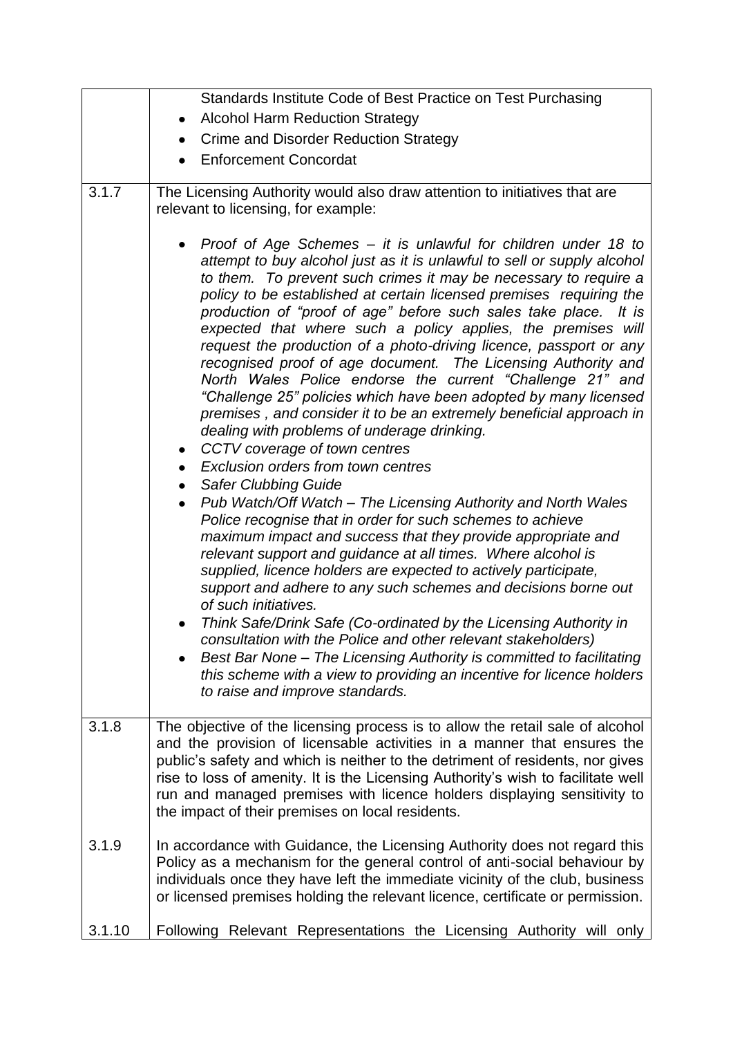| | |
|---|---|
| | Standards Institute Code of Best Practice on Test Purchasing<br>• Alcohol Harm Reduction Strategy<br>• Crime and Disorder Reduction Strategy<br>• Enforcement Concordat |
| 3.1.7 | The Licensing Authority would also draw attention to initiatives that are relevant to licensing, for example:<br><br>• *Proof of Age Schemes – it is unlawful for children under 18 to attempt to buy alcohol just as it is unlawful to sell or supply alcohol to them. To prevent such crimes it may be necessary to require a policy to be established at certain licensed premises requiring the production of "proof of age" before such sales take place. It is expected that where such a policy applies, the premises will request the production of a photo-driving licence, passport or any recognised proof of age document. The Licensing Authority and North Wales Police endorse the current "Challenge 21" and "Challenge 25" policies which have been adopted by many licensed premises , and consider it to be an extremely beneficial approach in dealing with problems of underage drinking.*<br>• *CCTV coverage of town centres*<br>• *Exclusion orders from town centres*<br>• *Safer Clubbing Guide*<br>• *Pub Watch/Off Watch – The Licensing Authority and North Wales Police recognise that in order for such schemes to achieve maximum impact and success that they provide appropriate and relevant support and guidance at all times. Where alcohol is supplied, licence holders are expected to actively participate, support and adhere to any such schemes and decisions borne out of such initiatives.*<br>• *Think Safe/Drink Safe (Co-ordinated by the Licensing Authority in consultation with the Police and other relevant stakeholders)*<br>• *Best Bar None – The Licensing Authority is committed to facilitating this scheme with a view to providing an incentive for licence holders to raise and improve standards.* |
| 3.1.8 | The objective of the licensing process is to allow the retail sale of alcohol and the provision of licensable activities in a manner that ensures the public's safety and which is neither to the detriment of residents, nor gives rise to loss of amenity. It is the Licensing Authority's wish to facilitate well run and managed premises with licence holders displaying sensitivity to the impact of their premises on local residents. |
| 3.1.9 | In accordance with Guidance, the Licensing Authority does not regard this Policy as a mechanism for the general control of anti-social behaviour by individuals once they have left the immediate vicinity of the club, business or licensed premises holding the relevant licence, certificate or permission. |
| 3.1.10 | Following Relevant Representations the Licensing Authority will only |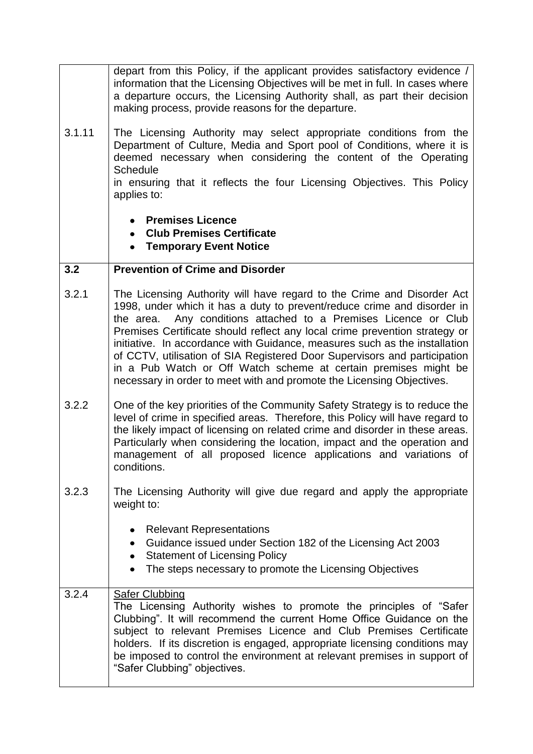| | |
|---|---|
| | depart from this Policy, if the applicant provides satisfactory evidence / information that the Licensing Objectives will be met in full. In cases where a departure occurs, the Licensing Authority shall, as part their decision making process, provide reasons for the departure. |
| 3.1.11 | The Licensing Authority may select appropriate conditions from the Department of Culture, Media and Sport pool of Conditions, where it is deemed necessary when considering the content of the Operating Schedule in ensuring that it reflects the four Licensing Objectives. This Policy applies to:<br><br>• **Premises Licence**<br>• **Club Premises Certificate**<br>• **Temporary Event Notice** |
| **3.2** | **Prevention of Crime and Disorder** |
| 3.2.1 | The Licensing Authority will have regard to the Crime and Disorder Act 1998, under which it has a duty to prevent/reduce crime and disorder in the area. Any conditions attached to a Premises Licence or Club Premises Certificate should reflect any local crime prevention strategy or initiative. In accordance with Guidance, measures such as the installation of CCTV, utilisation of SIA Registered Door Supervisors and participation in a Pub Watch or Off Watch scheme at certain premises might be necessary in order to meet with and promote the Licensing Objectives. |
| 3.2.2 | One of the key priorities of the Community Safety Strategy is to reduce the level of crime in specified areas. Therefore, this Policy will have regard to the likely impact of licensing on related crime and disorder in these areas. Particularly when considering the location, impact and the operation and management of all proposed licence applications and variations of conditions. |
| 3.2.3 | The Licensing Authority will give due regard and apply the appropriate weight to:<br><br>• Relevant Representations<br>• Guidance issued under Section 182 of the Licensing Act 2003<br>• Statement of Licensing Policy<br>• The steps necessary to promote the Licensing Objectives |
| 3.2.4 | Safer Clubbing<br>The Licensing Authority wishes to promote the principles of "Safer Clubbing". It will recommend the current Home Office Guidance on the subject to relevant Premises Licence and Club Premises Certificate holders. If its discretion is engaged, appropriate licensing conditions may be imposed to control the environment at relevant premises in support of "Safer Clubbing" objectives. |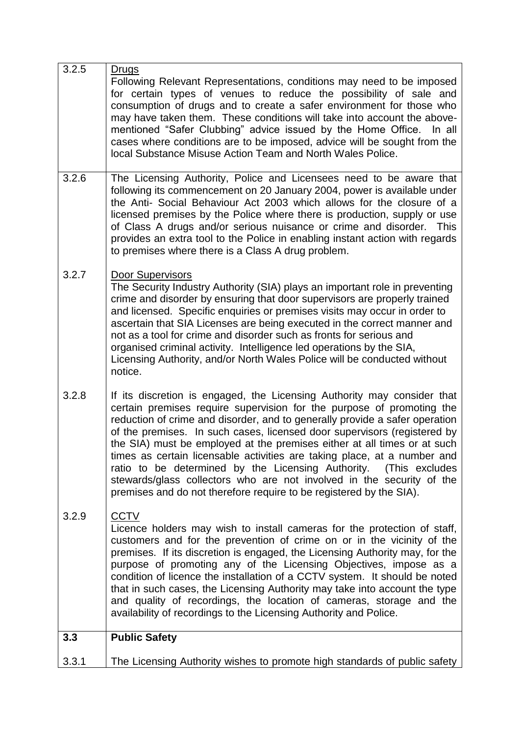| | |
|---|---|
| 3.2.5 | <u>Drugs</u><br>Following Relevant Representations, conditions may need to be imposed for certain types of venues to reduce the possibility of sale and consumption of drugs and to create a safer environment for those who may have taken them. These conditions will take into account the above-mentioned "Safer Clubbing" advice issued by the Home Office. In all cases where conditions are to be imposed, advice will be sought from the local Substance Misuse Action Team and North Wales Police. |
| 3.2.6 | The Licensing Authority, Police and Licensees need to be aware that following its commencement on 20 January 2004, power is available under the Anti- Social Behaviour Act 2003 which allows for the closure of a licensed premises by the Police where there is production, supply or use of Class A drugs and/or serious nuisance or crime and disorder. This provides an extra tool to the Police in enabling instant action with regards to premises where there is a Class A drug problem. |
| 3.2.7 | <u>Door Supervisors</u><br>The Security Industry Authority (SIA) plays an important role in preventing crime and disorder by ensuring that door supervisors are properly trained and licensed. Specific enquiries or premises visits may occur in order to ascertain that SIA Licenses are being executed in the correct manner and not as a tool for crime and disorder such as fronts for serious and organised criminal activity. Intelligence led operations by the SIA, Licensing Authority, and/or North Wales Police will be conducted without notice. |
| 3.2.8 | If its discretion is engaged, the Licensing Authority may consider that certain premises require supervision for the purpose of promoting the reduction of crime and disorder, and to generally provide a safer operation of the premises. In such cases, licensed door supervisors (registered by the SIA) must be employed at the premises either at all times or at such times as certain licensable activities are taking place, at a number and ratio to be determined by the Licensing Authority. (This excludes stewards/glass collectors who are not involved in the security of the premises and do not therefore require to be registered by the SIA). |
| 3.2.9 | <u>CCTV</u><br>Licence holders may wish to install cameras for the protection of staff, customers and for the prevention of crime on or in the vicinity of the premises. If its discretion is engaged, the Licensing Authority may, for the purpose of promoting any of the Licensing Objectives, impose as a condition of licence the installation of a CCTV system. It should be noted that in such cases, the Licensing Authority may take into account the type and quality of recordings, the location of cameras, storage and the availability of recordings to the Licensing Authority and Police. |
| **3.3** | **Public Safety** |
| 3.3.1 | The Licensing Authority wishes to promote high standards of public safety |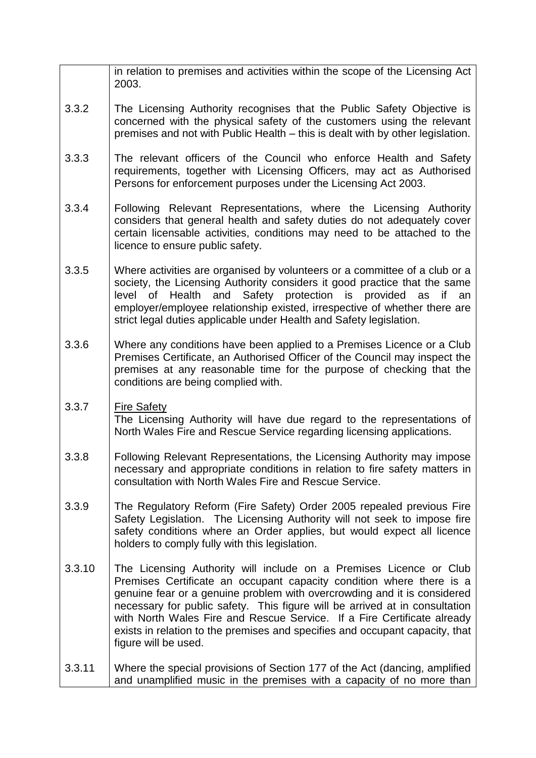| | |
|---|---|
| | in relation to premises and activities within the scope of the Licensing Act 2003. |
| 3.3.2 | The Licensing Authority recognises that the Public Safety Objective is concerned with the physical safety of the customers using the relevant premises and not with Public Health – this is dealt with by other legislation. |
| 3.3.3 | The relevant officers of the Council who enforce Health and Safety requirements, together with Licensing Officers, may act as Authorised Persons for enforcement purposes under the Licensing Act 2003. |
| 3.3.4 | Following Relevant Representations, where the Licensing Authority considers that general health and safety duties do not adequately cover certain licensable activities, conditions may need to be attached to the licence to ensure public safety. |
| 3.3.5 | Where activities are organised by volunteers or a committee of a club or a society, the Licensing Authority considers it good practice that the same level of Health and Safety protection is provided as if an employer/employee relationship existed, irrespective of whether there are strict legal duties applicable under Health and Safety legislation. |
| 3.3.6 | Where any conditions have been applied to a Premises Licence or a Club Premises Certificate, an Authorised Officer of the Council may inspect the premises at any reasonable time for the purpose of checking that the conditions are being complied with. |
| 3.3.7 | Fire Safety<br>The Licensing Authority will have due regard to the representations of North Wales Fire and Rescue Service regarding licensing applications. |
| 3.3.8 | Following Relevant Representations, the Licensing Authority may impose necessary and appropriate conditions in relation to fire safety matters in consultation with North Wales Fire and Rescue Service. |
| 3.3.9 | The Regulatory Reform (Fire Safety) Order 2005 repealed previous Fire Safety Legislation. The Licensing Authority will not seek to impose fire safety conditions where an Order applies, but would expect all licence holders to comply fully with this legislation. |
| 3.3.10 | The Licensing Authority will include on a Premises Licence or Club Premises Certificate an occupant capacity condition where there is a genuine fear or a genuine problem with overcrowding and it is considered necessary for public safety. This figure will be arrived at in consultation with North Wales Fire and Rescue Service. If a Fire Certificate already exists in relation to the premises and specifies and occupant capacity, that figure will be used. |
| 3.3.11 | Where the special provisions of Section 177 of the Act (dancing, amplified and unamplified music in the premises with a capacity of no more than |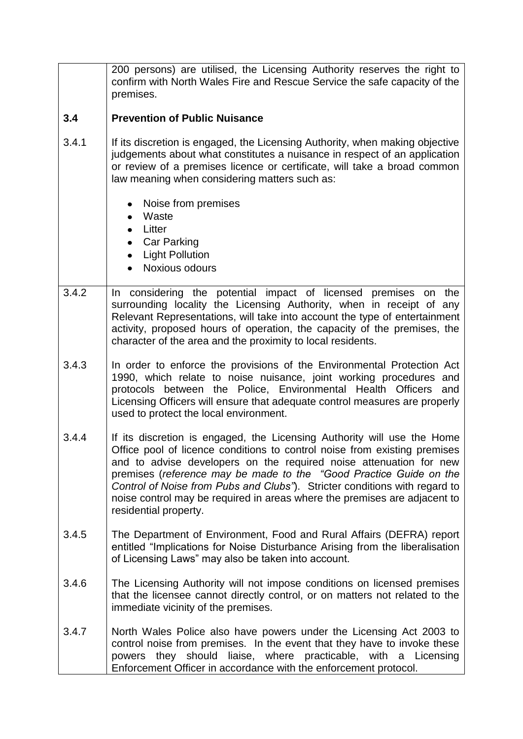200 persons) are utilised, the Licensing Authority reserves the right to confirm with North Wales Fire and Rescue Service the safe capacity of the premises.

## 3.4 Prevention of Public Nuisance

3.4.1 If its discretion is engaged, the Licensing Authority, when making objective judgements about what constitutes a nuisance in respect of an application or review of a premises licence or certificate, will take a broad common law meaning when considering matters such as:

- Noise from premises
- Waste
- Litter
- Car Parking
- Light Pollution
- Noxious odours

3.4.2 In considering the potential impact of licensed premises on the surrounding locality the Licensing Authority, when in receipt of any Relevant Representations, will take into account the type of entertainment activity, proposed hours of operation, the capacity of the premises, the character of the area and the proximity to local residents.

3.4.3 In order to enforce the provisions of the Environmental Protection Act 1990, which relate to noise nuisance, joint working procedures and protocols between the Police, Environmental Health Officers and Licensing Officers will ensure that adequate control measures are properly used to protect the local environment.

3.4.4 If its discretion is engaged, the Licensing Authority will use the Home Office pool of licence conditions to control noise from existing premises and to advise developers on the required noise attenuation for new premises (*reference may be made to the "Good Practice Guide on the Control of Noise from Pubs and Clubs"*). Stricter conditions with regard to noise control may be required in areas where the premises are adjacent to residential property.

3.4.5 The Department of Environment, Food and Rural Affairs (DEFRA) report entitled "Implications for Noise Disturbance Arising from the liberalisation of Licensing Laws" may also be taken into account.

3.4.6 The Licensing Authority will not impose conditions on licensed premises that the licensee cannot directly control, or on matters not related to the immediate vicinity of the premises.

3.4.7 North Wales Police also have powers under the Licensing Act 2003 to control noise from premises. In the event that they have to invoke these powers they should liaise, where practicable, with a Licensing Enforcement Officer in accordance with the enforcement protocol.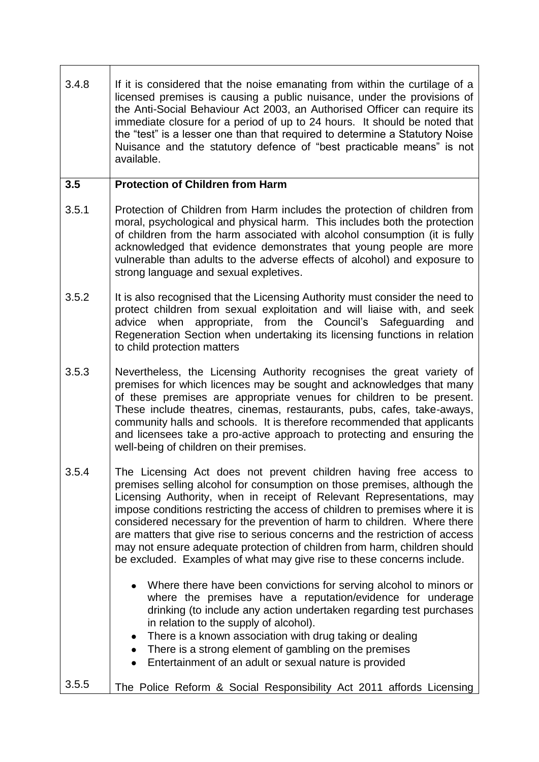3.4.8 If it is considered that the noise emanating from within the curtilage of a licensed premises is causing a public nuisance, under the provisions of the Anti-Social Behaviour Act 2003, an Authorised Officer can require its immediate closure for a period of up to 24 hours. It should be noted that the "test" is a lesser one than that required to determine a Statutory Noise Nuisance and the statutory defence of "best practicable means" is not available.

## 3.5 Protection of Children from Harm

3.5.1 Protection of Children from Harm includes the protection of children from moral, psychological and physical harm. This includes both the protection of children from the harm associated with alcohol consumption (it is fully acknowledged that evidence demonstrates that young people are more vulnerable than adults to the adverse effects of alcohol) and exposure to strong language and sexual expletives.

3.5.2 It is also recognised that the Licensing Authority must consider the need to protect children from sexual exploitation and will liaise with, and seek advice when appropriate, from the Council's Safeguarding and Regeneration Section when undertaking its licensing functions in relation to child protection matters

3.5.3 Nevertheless, the Licensing Authority recognises the great variety of premises for which licences may be sought and acknowledges that many of these premises are appropriate venues for children to be present. These include theatres, cinemas, restaurants, pubs, cafes, take-aways, community halls and schools. It is therefore recommended that applicants and licensees take a pro-active approach to protecting and ensuring the well-being of children on their premises.

3.5.4 The Licensing Act does not prevent children having free access to premises selling alcohol for consumption on those premises, although the Licensing Authority, when in receipt of Relevant Representations, may impose conditions restricting the access of children to premises where it is considered necessary for the prevention of harm to children. Where there are matters that give rise to serious concerns and the restriction of access may not ensure adequate protection of children from harm, children should be excluded. Examples of what may give rise to these concerns include.

- Where there have been convictions for serving alcohol to minors or where the premises have a reputation/evidence for underage drinking (to include any action undertaken regarding test purchases in relation to the supply of alcohol).
- There is a known association with drug taking or dealing
- There is a strong element of gambling on the premises
- Entertainment of an adult or sexual nature is provided

3.5.5 The Police Reform & Social Responsibility Act 2011 affords Licensing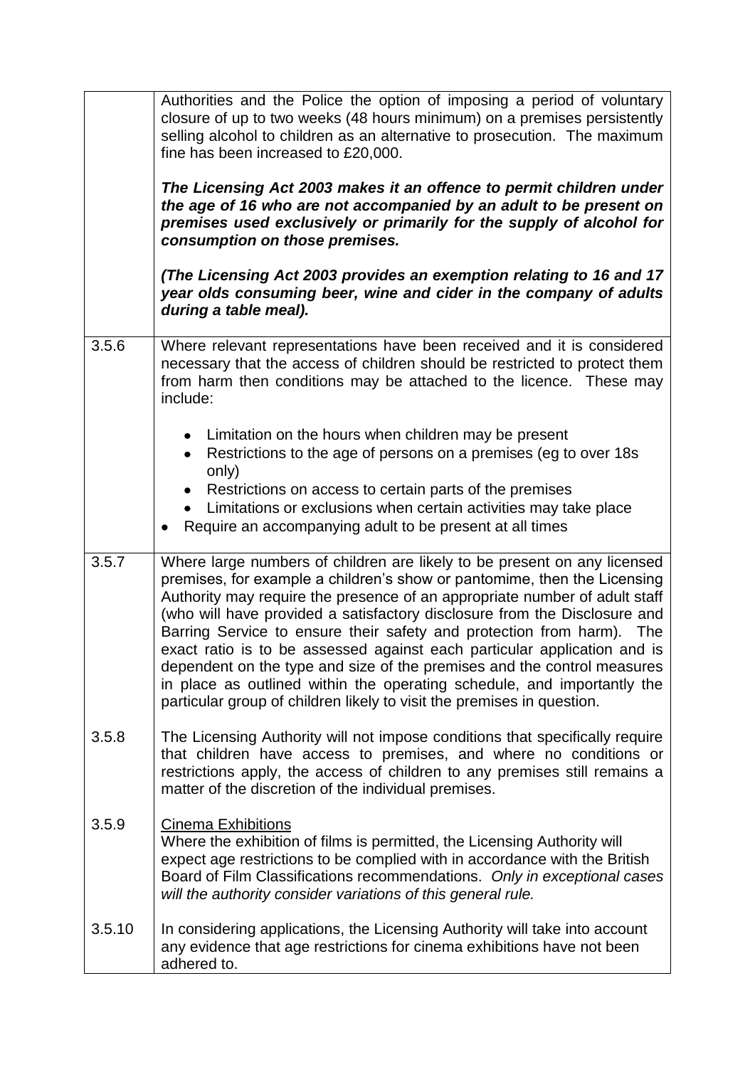| | |
|---|---|
| | Authorities and the Police the option of imposing a period of voluntary closure of up to two weeks (48 hours minimum) on a premises persistently selling alcohol to children as an alternative to prosecution. The maximum fine has been increased to £20,000.<br><br>***The Licensing Act 2003 makes it an offence to permit children under the age of 16 who are not accompanied by an adult to be present on premises used exclusively or primarily for the supply of alcohol for consumption on those premises.***<br><br>***(The Licensing Act 2003 provides an exemption relating to 16 and 17 year olds consuming beer, wine and cider in the company of adults during a table meal).*** |
| 3.5.6 | Where relevant representations have been received and it is considered necessary that the access of children should be restricted to protect them from harm then conditions may be attached to the licence. These may include:<br><br>• Limitation on the hours when children may be present<br>• Restrictions to the age of persons on a premises (eg to over 18s only)<br>• Restrictions on access to certain parts of the premises<br>• Limitations or exclusions when certain activities may take place<br>• Require an accompanying adult to be present at all times |
| 3.5.7 | Where large numbers of children are likely to be present on any licensed premises, for example a children's show or pantomime, then the Licensing Authority may require the presence of an appropriate number of adult staff (who will have provided a satisfactory disclosure from the Disclosure and Barring Service to ensure their safety and protection from harm). The exact ratio is to be assessed against each particular application and is dependent on the type and size of the premises and the control measures in place as outlined within the operating schedule, and importantly the particular group of children likely to visit the premises in question. |
| 3.5.8 | The Licensing Authority will not impose conditions that specifically require that children have access to premises, and where no conditions or restrictions apply, the access of children to any premises still remains a matter of the discretion of the individual premises. |
| 3.5.9 | <u>Cinema Exhibitions</u><br>Where the exhibition of films is permitted, the Licensing Authority will expect age restrictions to be complied with in accordance with the British Board of Film Classifications recommendations. *Only in exceptional cases will the authority consider variations of this general rule.* |
| 3.5.10 | In considering applications, the Licensing Authority will take into account any evidence that age restrictions for cinema exhibitions have not been adhered to. |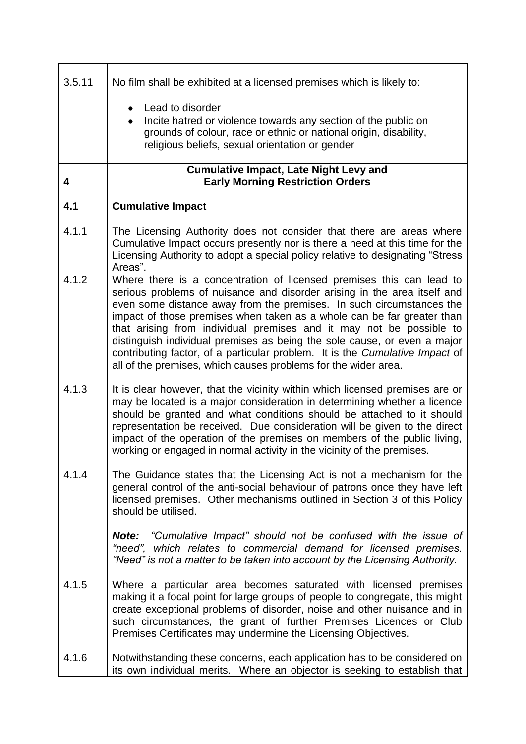| | |
|---|---|
| 3.5.11 | No film shall be exhibited at a licensed premises which is likely to:<br><br>• Lead to disorder<br>• Incite hatred or violence towards any section of the public on grounds of colour, race or ethnic or national origin, disability, religious beliefs, sexual orientation or gender |
| **4** | **Cumulative Impact, Late Night Levy and Early Morning Restriction Orders** |
| **4.1** | **Cumulative Impact** |
| 4.1.1 | The Licensing Authority does not consider that there are areas where Cumulative Impact occurs presently nor is there a need at this time for the Licensing Authority to adopt a special policy relative to designating "Stress Areas". |
| 4.1.2 | Where there is a concentration of licensed premises this can lead to serious problems of nuisance and disorder arising in the area itself and even some distance away from the premises. In such circumstances the impact of those premises when taken as a whole can be far greater than that arising from individual premises and it may not be possible to distinguish individual premises as being the sole cause, or even a major contributing factor, of a particular problem. It is the *Cumulative Impact* of all of the premises, which causes problems for the wider area. |
| 4.1.3 | It is clear however, that the vicinity within which licensed premises are or may be located is a major consideration in determining whether a licence should be granted and what conditions should be attached to it should representation be received. Due consideration will be given to the direct impact of the operation of the premises on members of the public living, working or engaged in normal activity in the vicinity of the premises. |
| 4.1.4 | The Guidance states that the Licensing Act is not a mechanism for the general control of the anti-social behaviour of patrons once they have left licensed premises. Other mechanisms outlined in Section 3 of this Policy should be utilised.<br><br>***Note:*** *"Cumulative Impact" should not be confused with the issue of "need", which relates to commercial demand for licensed premises. "Need" is not a matter to be taken into account by the Licensing Authority.* |
| 4.1.5 | Where a particular area becomes saturated with licensed premises making it a focal point for large groups of people to congregate, this might create exceptional problems of disorder, noise and other nuisance and in such circumstances, the grant of further Premises Licences or Club Premises Certificates may undermine the Licensing Objectives. |
| 4.1.6 | Notwithstanding these concerns, each application has to be considered on its own individual merits. Where an objector is seeking to establish that |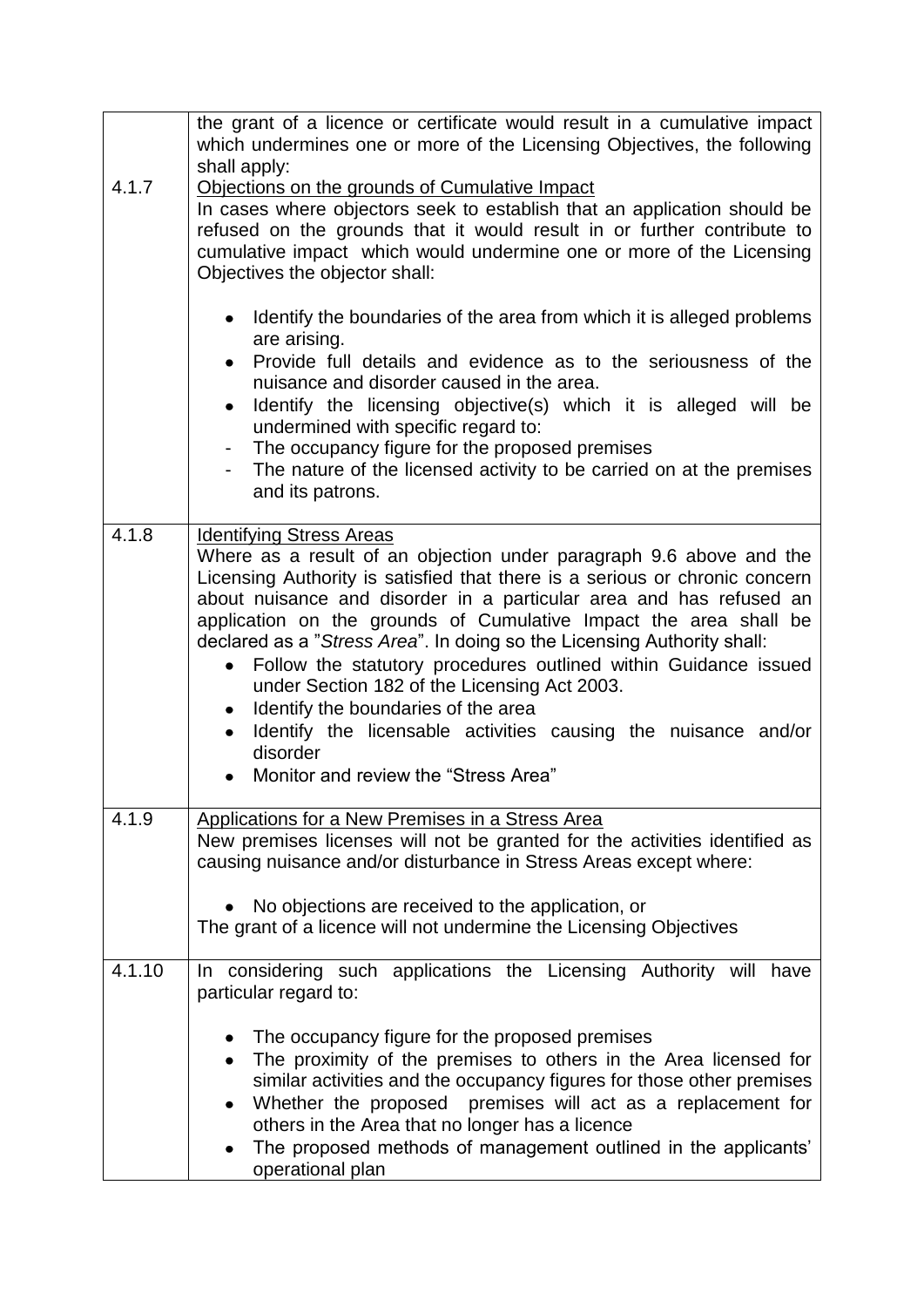| | |
|---|---|
| 4.1.7 | the grant of a licence or certificate would result in a cumulative impact which undermines one or more of the Licensing Objectives, the following shall apply:<br><u>Objections on the grounds of Cumulative Impact</u><br>In cases where objectors seek to establish that an application should be refused on the grounds that it would result in or further contribute to cumulative impact which would undermine one or more of the Licensing Objectives the objector shall:<br>• Identify the boundaries of the area from which it is alleged problems are arising.<br>• Provide full details and evidence as to the seriousness of the nuisance and disorder caused in the area.<br>• Identify the licensing objective(s) which it is alleged will be undermined with specific regard to:<br>- The occupancy figure for the proposed premises<br>- The nature of the licensed activity to be carried on at the premises and its patrons. |
| 4.1.8 | <u>Identifying Stress Areas</u><br>Where as a result of an objection under paragraph 9.6 above and the Licensing Authority is satisfied that there is a serious or chronic concern about nuisance and disorder in a particular area and has refused an application on the grounds of Cumulative Impact the area shall be declared as a "*Stress Area*". In doing so the Licensing Authority shall:<br>• Follow the statutory procedures outlined within Guidance issued under Section 182 of the Licensing Act 2003.<br>• Identify the boundaries of the area<br>• Identify the licensable activities causing the nuisance and/or disorder<br>• Monitor and review the "Stress Area" |
| 4.1.9 | <u>Applications for a New Premises in a Stress Area</u><br>New premises licenses will not be granted for the activities identified as causing nuisance and/or disturbance in Stress Areas except where:<br>• No objections are received to the application, or<br>The grant of a licence will not undermine the Licensing Objectives |
| 4.1.10 | In considering such applications the Licensing Authority will have particular regard to:<br>• The occupancy figure for the proposed premises<br>• The proximity of the premises to others in the Area licensed for similar activities and the occupancy figures for those other premises<br>• Whether the proposed premises will act as a replacement for others in the Area that no longer has a licence<br>• The proposed methods of management outlined in the applicants' operational plan |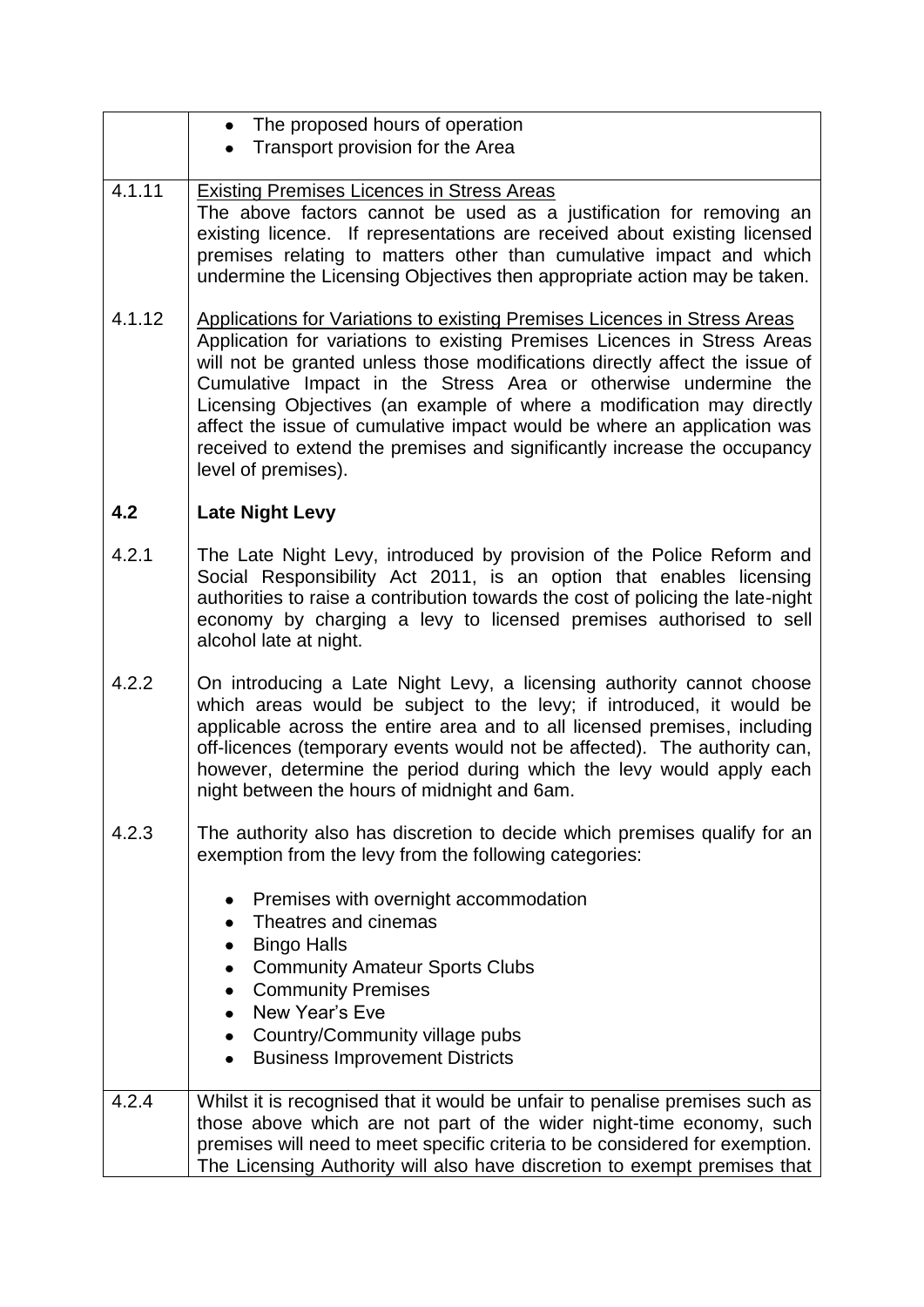| | |
|---|---|
| | • The proposed hours of operation<br>• Transport provision for the Area |
| 4.1.11 | <u>Existing Premises Licences in Stress Areas</u><br>The above factors cannot be used as a justification for removing an existing licence. If representations are received about existing licensed premises relating to matters other than cumulative impact and which undermine the Licensing Objectives then appropriate action may be taken. |
| 4.1.12 | <u>Applications for Variations to existing Premises Licences in Stress Areas</u><br>Application for variations to existing Premises Licences in Stress Areas will not be granted unless those modifications directly affect the issue of Cumulative Impact in the Stress Area or otherwise undermine the Licensing Objectives (an example of where a modification may directly affect the issue of cumulative impact would be where an application was received to extend the premises and significantly increase the occupancy level of premises). |
| **4.2** | **Late Night Levy** |
| 4.2.1 | The Late Night Levy, introduced by provision of the Police Reform and Social Responsibility Act 2011, is an option that enables licensing authorities to raise a contribution towards the cost of policing the late-night economy by charging a levy to licensed premises authorised to sell alcohol late at night. |
| 4.2.2 | On introducing a Late Night Levy, a licensing authority cannot choose which areas would be subject to the levy; if introduced, it would be applicable across the entire area and to all licensed premises, including off-licences (temporary events would not be affected). The authority can, however, determine the period during which the levy would apply each night between the hours of midnight and 6am. |
| 4.2.3 | The authority also has discretion to decide which premises qualify for an exemption from the levy from the following categories:<br><br>• Premises with overnight accommodation<br>• Theatres and cinemas<br>• Bingo Halls<br>• Community Amateur Sports Clubs<br>• Community Premises<br>• New Year's Eve<br>• Country/Community village pubs<br>• Business Improvement Districts |
| 4.2.4 | Whilst it is recognised that it would be unfair to penalise premises such as those above which are not part of the wider night-time economy, such premises will need to meet specific criteria to be considered for exemption. The Licensing Authority will also have discretion to exempt premises that |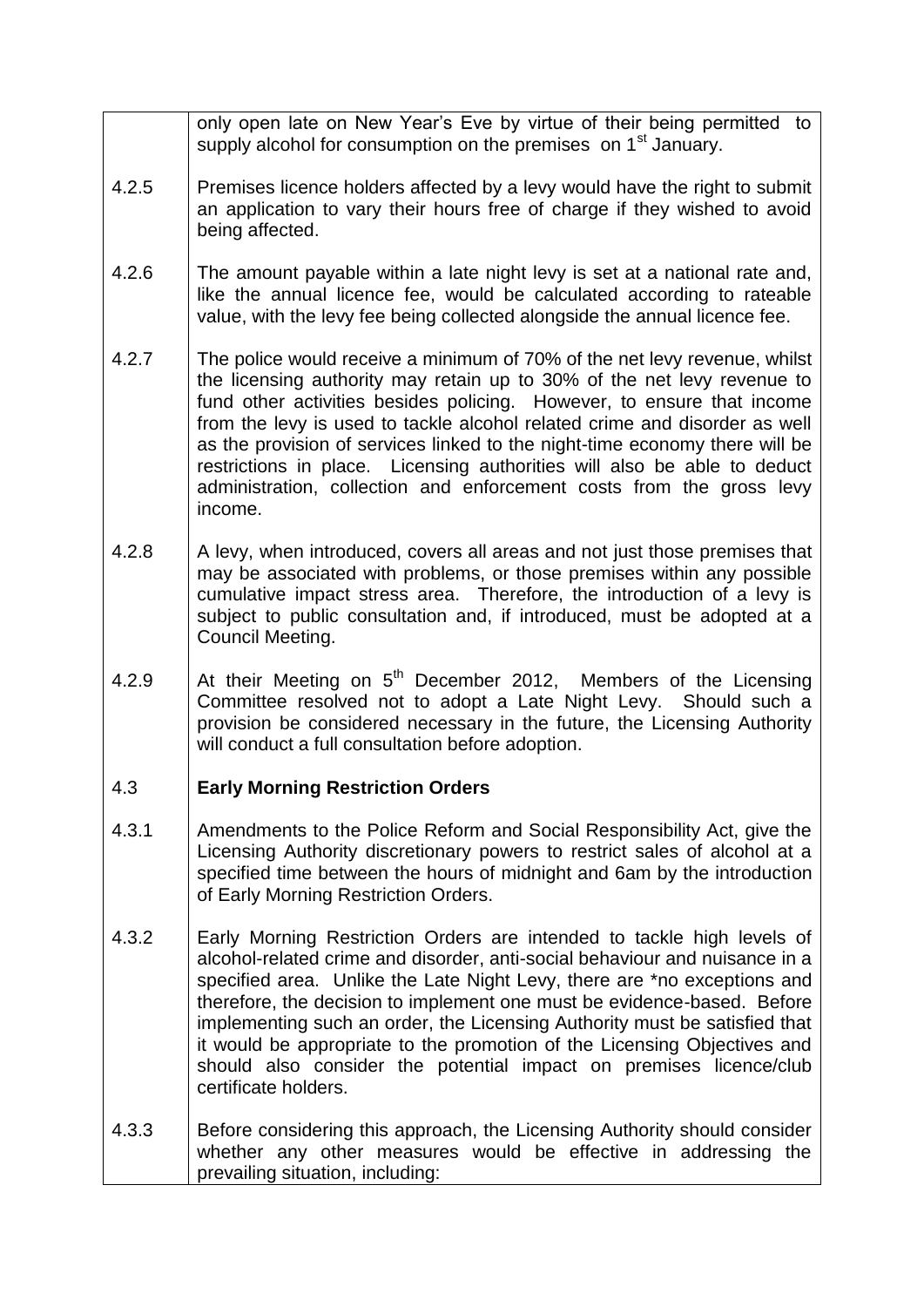only open late on New Year's Eve by virtue of their being permitted to supply alcohol for consumption on the premises on 1st January.

4.2.5 Premises licence holders affected by a levy would have the right to submit an application to vary their hours free of charge if they wished to avoid being affected.

4.2.6 The amount payable within a late night levy is set at a national rate and, like the annual licence fee, would be calculated according to rateable value, with the levy fee being collected alongside the annual licence fee.

4.2.7 The police would receive a minimum of 70% of the net levy revenue, whilst the licensing authority may retain up to 30% of the net levy revenue to fund other activities besides policing. However, to ensure that income from the levy is used to tackle alcohol related crime and disorder as well as the provision of services linked to the night-time economy there will be restrictions in place. Licensing authorities will also be able to deduct administration, collection and enforcement costs from the gross levy income.

4.2.8 A levy, when introduced, covers all areas and not just those premises that may be associated with problems, or those premises within any possible cumulative impact stress area. Therefore, the introduction of a levy is subject to public consultation and, if introduced, must be adopted at a Council Meeting.

4.2.9 At their Meeting on 5th December 2012, Members of the Licensing Committee resolved not to adopt a Late Night Levy. Should such a provision be considered necessary in the future, the Licensing Authority will conduct a full consultation before adoption.

## 4.3 Early Morning Restriction Orders

4.3.1 Amendments to the Police Reform and Social Responsibility Act, give the Licensing Authority discretionary powers to restrict sales of alcohol at a specified time between the hours of midnight and 6am by the introduction of Early Morning Restriction Orders.

4.3.2 Early Morning Restriction Orders are intended to tackle high levels of alcohol-related crime and disorder, anti-social behaviour and nuisance in a specified area. Unlike the Late Night Levy, there are *no exceptions and therefore, the decision to implement one must be evidence-based. Before implementing such an order, the Licensing Authority must be satisfied that it would be appropriate to the promotion of the Licensing Objectives and should also consider the potential impact on premises licence/club certificate holders.

4.3.3 Before considering this approach, the Licensing Authority should consider whether any other measures would be effective in addressing the prevailing situation, including: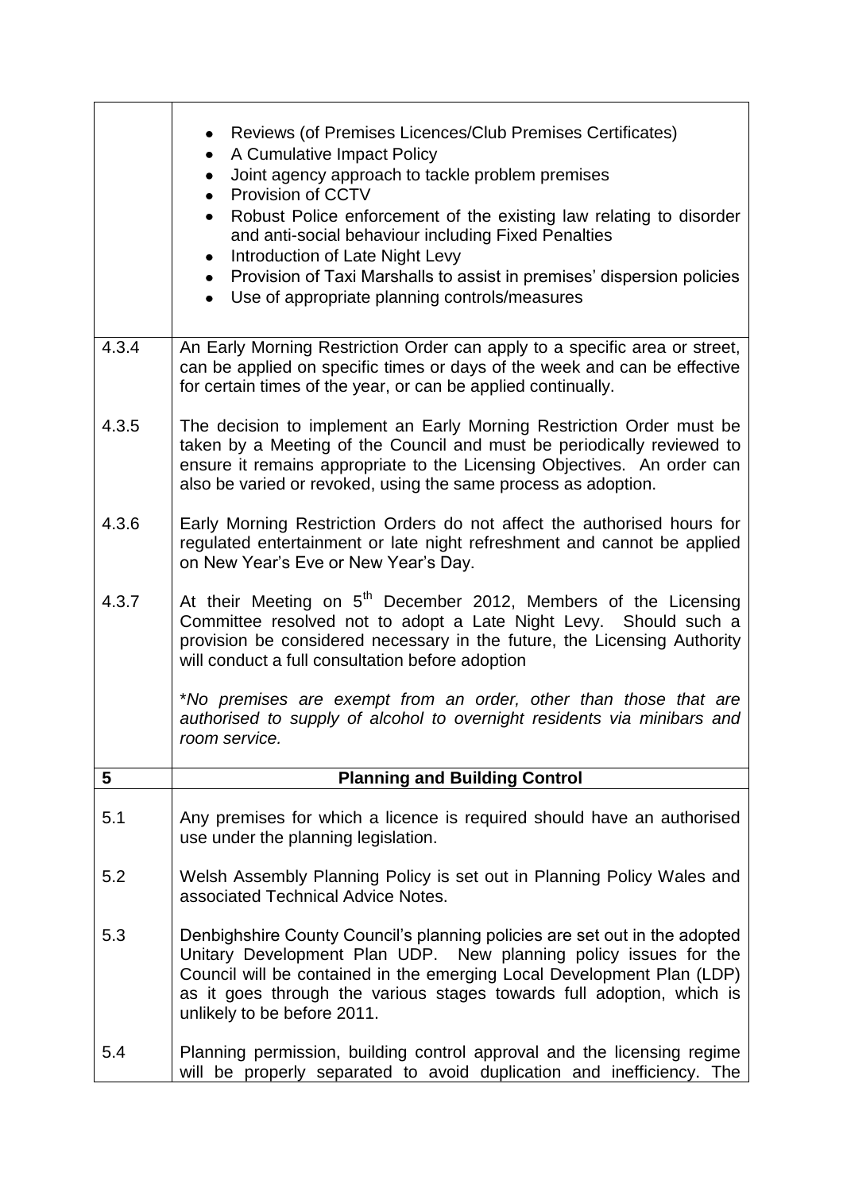| | |
|---|---|
| | • Reviews (of Premises Licences/Club Premises Certificates)<br>• A Cumulative Impact Policy<br>• Joint agency approach to tackle problem premises<br>• Provision of CCTV<br>• Robust Police enforcement of the existing law relating to disorder and anti-social behaviour including Fixed Penalties<br>• Introduction of Late Night Levy<br>• Provision of Taxi Marshalls to assist in premises' dispersion policies<br>• Use of appropriate planning controls/measures |
| 4.3.4 | An Early Morning Restriction Order can apply to a specific area or street, can be applied on specific times or days of the week and can be effective for certain times of the year, or can be applied continually. |
| 4.3.5 | The decision to implement an Early Morning Restriction Order must be taken by a Meeting of the Council and must be periodically reviewed to ensure it remains appropriate to the Licensing Objectives. An order can also be varied or revoked, using the same process as adoption. |
| 4.3.6 | Early Morning Restriction Orders do not affect the authorised hours for regulated entertainment or late night refreshment and cannot be applied on New Year's Eve or New Year's Day. |
| 4.3.7 | At their Meeting on 5th December 2012, Members of the Licensing Committee resolved not to adopt a Late Night Levy. Should such a provision be considered necessary in the future, the Licensing Authority will conduct a full consultation before adoption<br><br>**No premises are exempt from an order, other than those that are authorised to supply of alcohol to overnight residents via minibars and room service.* |
| **5** | **Planning and Building Control** |
| 5.1 | Any premises for which a licence is required should have an authorised use under the planning legislation. |
| 5.2 | Welsh Assembly Planning Policy is set out in Planning Policy Wales and associated Technical Advice Notes. |
| 5.3 | Denbighshire County Council's planning policies are set out in the adopted Unitary Development Plan UDP. New planning policy issues for the Council will be contained in the emerging Local Development Plan (LDP) as it goes through the various stages towards full adoption, which is unlikely to be before 2011. |
| 5.4 | Planning permission, building control approval and the licensing regime will be properly separated to avoid duplication and inefficiency. The |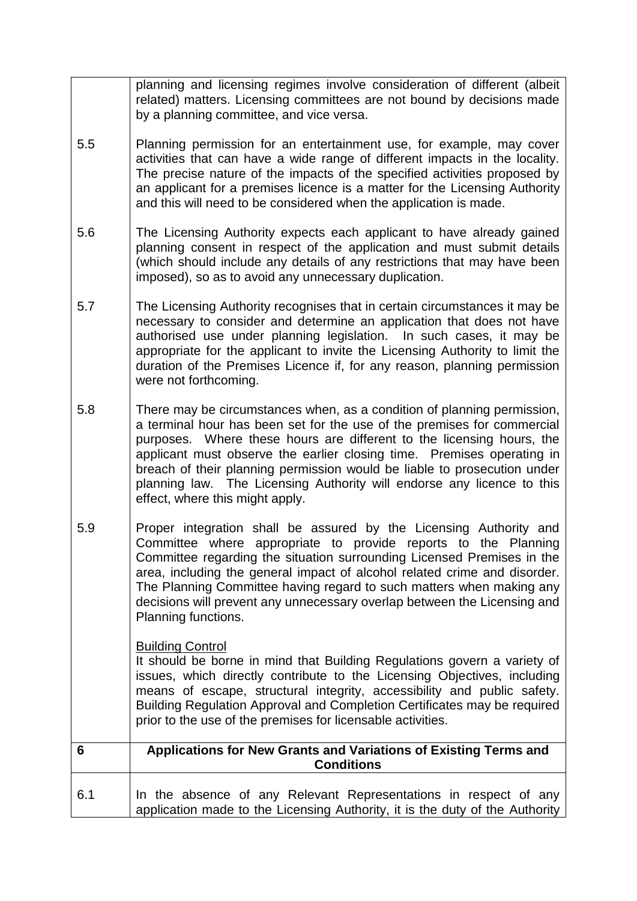planning and licensing regimes involve consideration of different (albeit related) matters. Licensing committees are not bound by decisions made by a planning committee, and vice versa.

5.5 Planning permission for an entertainment use, for example, may cover activities that can have a wide range of different impacts in the locality. The precise nature of the impacts of the specified activities proposed by an applicant for a premises licence is a matter for the Licensing Authority and this will need to be considered when the application is made.

5.6 The Licensing Authority expects each applicant to have already gained planning consent in respect of the application and must submit details (which should include any details of any restrictions that may have been imposed), so as to avoid any unnecessary duplication.

5.7 The Licensing Authority recognises that in certain circumstances it may be necessary to consider and determine an application that does not have authorised use under planning legislation. In such cases, it may be appropriate for the applicant to invite the Licensing Authority to limit the duration of the Premises Licence if, for any reason, planning permission were not forthcoming.

5.8 There may be circumstances when, as a condition of planning permission, a terminal hour has been set for the use of the premises for commercial purposes. Where these hours are different to the licensing hours, the applicant must observe the earlier closing time. Premises operating in breach of their planning permission would be liable to prosecution under planning law. The Licensing Authority will endorse any licence to this effect, where this might apply.

5.9 Proper integration shall be assured by the Licensing Authority and Committee where appropriate to provide reports to the Planning Committee regarding the situation surrounding Licensed Premises in the area, including the general impact of alcohol related crime and disorder. The Planning Committee having regard to such matters when making any decisions will prevent any unnecessary overlap between the Licensing and Planning functions.

Building Control

It should be borne in mind that Building Regulations govern a variety of issues, which directly contribute to the Licensing Objectives, including means of escape, structural integrity, accessibility and public safety. Building Regulation Approval and Completion Certificates may be required prior to the use of the premises for licensable activities.

## 6 Applications for New Grants and Variations of Existing Terms and Conditions

6.1 In the absence of any Relevant Representations in respect of any application made to the Licensing Authority, it is the duty of the Authority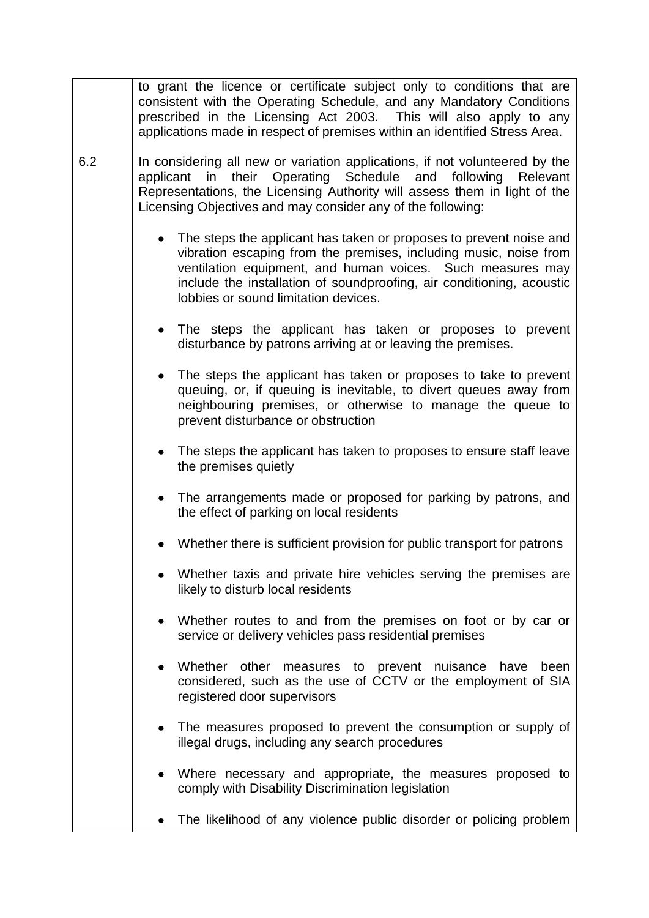to grant the licence or certificate subject only to conditions that are consistent with the Operating Schedule, and any Mandatory Conditions prescribed in the Licensing Act 2003. This will also apply to any applications made in respect of premises within an identified Stress Area.

6.2 In considering all new or variation applications, if not volunteered by the applicant in their Operating Schedule and following Relevant Representations, the Licensing Authority will assess them in light of the Licensing Objectives and may consider any of the following:

- The steps the applicant has taken or proposes to prevent noise and vibration escaping from the premises, including music, noise from ventilation equipment, and human voices. Such measures may include the installation of soundproofing, air conditioning, acoustic lobbies or sound limitation devices.
- The steps the applicant has taken or proposes to prevent disturbance by patrons arriving at or leaving the premises.
- The steps the applicant has taken or proposes to take to prevent queuing, or, if queuing is inevitable, to divert queues away from neighbouring premises, or otherwise to manage the queue to prevent disturbance or obstruction
- The steps the applicant has taken to proposes to ensure staff leave the premises quietly
- The arrangements made or proposed for parking by patrons, and the effect of parking on local residents
- Whether there is sufficient provision for public transport for patrons
- Whether taxis and private hire vehicles serving the premises are likely to disturb local residents
- Whether routes to and from the premises on foot or by car or service or delivery vehicles pass residential premises
- Whether other measures to prevent nuisance have been considered, such as the use of CCTV or the employment of SIA registered door supervisors
- The measures proposed to prevent the consumption or supply of illegal drugs, including any search procedures
- Where necessary and appropriate, the measures proposed to comply with Disability Discrimination legislation
- The likelihood of any violence public disorder or policing problem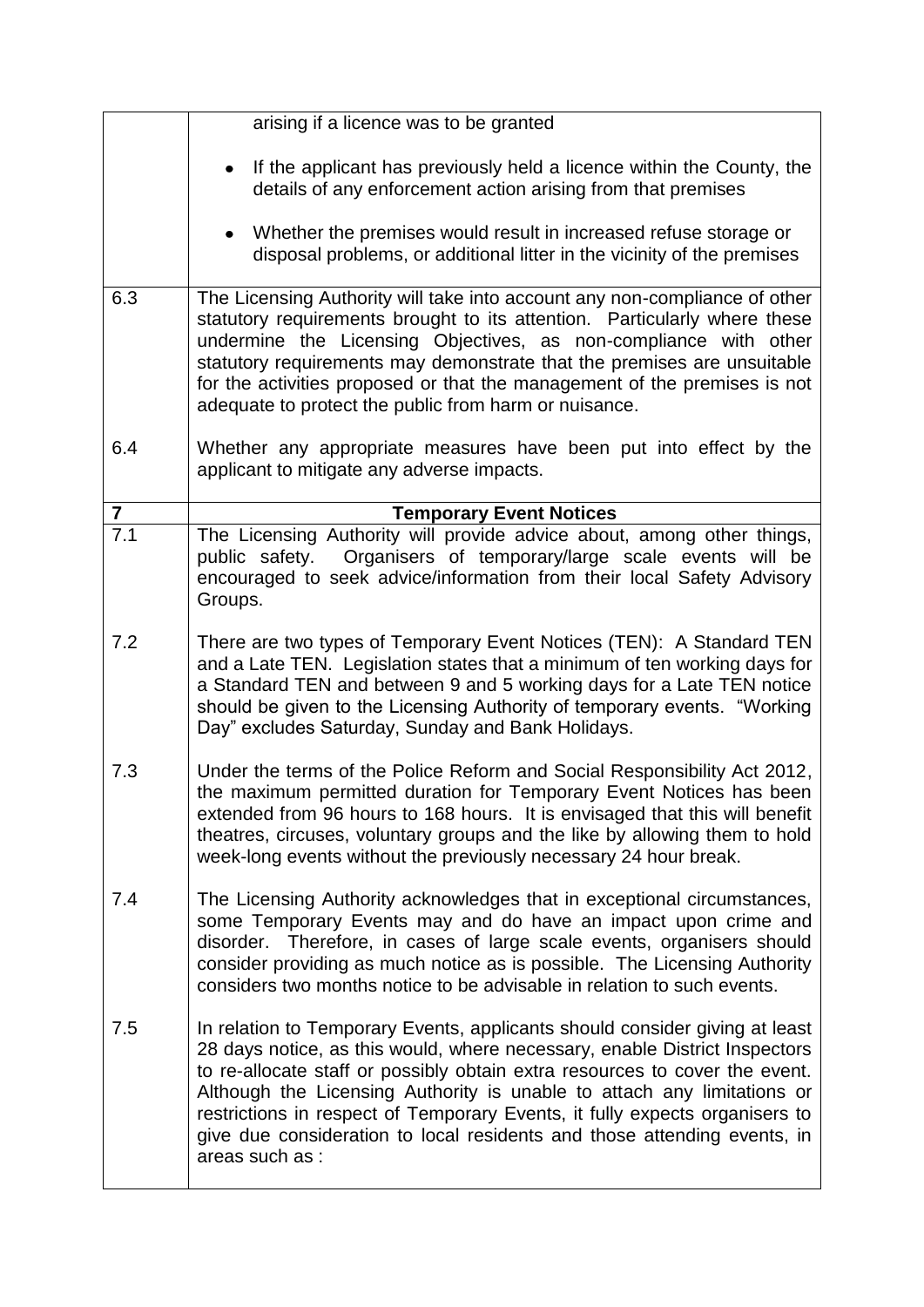| | |
|---|---|
| | arising if a licence was to be granted<br><br>• If the applicant has previously held a licence within the County, the details of any enforcement action arising from that premises<br><br>• Whether the premises would result in increased refuse storage or disposal problems, or additional litter in the vicinity of the premises |
| 6.3 | The Licensing Authority will take into account any non-compliance of other statutory requirements brought to its attention. Particularly where these undermine the Licensing Objectives, as non-compliance with other statutory requirements may demonstrate that the premises are unsuitable for the activities proposed or that the management of the premises is not adequate to protect the public from harm or nuisance. |
| 6.4 | Whether any appropriate measures have been put into effect by the applicant to mitigate any adverse impacts. |
| **7** | **Temporary Event Notices** |
| 7.1 | The Licensing Authority will provide advice about, among other things, public safety. Organisers of temporary/large scale events will be encouraged to seek advice/information from their local Safety Advisory Groups. |
| 7.2 | There are two types of Temporary Event Notices (TEN): A Standard TEN and a Late TEN. Legislation states that a minimum of ten working days for a Standard TEN and between 9 and 5 working days for a Late TEN notice should be given to the Licensing Authority of temporary events. "Working Day" excludes Saturday, Sunday and Bank Holidays. |
| 7.3 | Under the terms of the Police Reform and Social Responsibility Act 2012, the maximum permitted duration for Temporary Event Notices has been extended from 96 hours to 168 hours. It is envisaged that this will benefit theatres, circuses, voluntary groups and the like by allowing them to hold week-long events without the previously necessary 24 hour break. |
| 7.4 | The Licensing Authority acknowledges that in exceptional circumstances, some Temporary Events may and do have an impact upon crime and disorder. Therefore, in cases of large scale events, organisers should consider providing as much notice as is possible. The Licensing Authority considers two months notice to be advisable in relation to such events. |
| 7.5 | In relation to Temporary Events, applicants should consider giving at least 28 days notice, as this would, where necessary, enable District Inspectors to re-allocate staff or possibly obtain extra resources to cover the event. Although the Licensing Authority is unable to attach any limitations or restrictions in respect of Temporary Events, it fully expects organisers to give due consideration to local residents and those attending events, in areas such as : |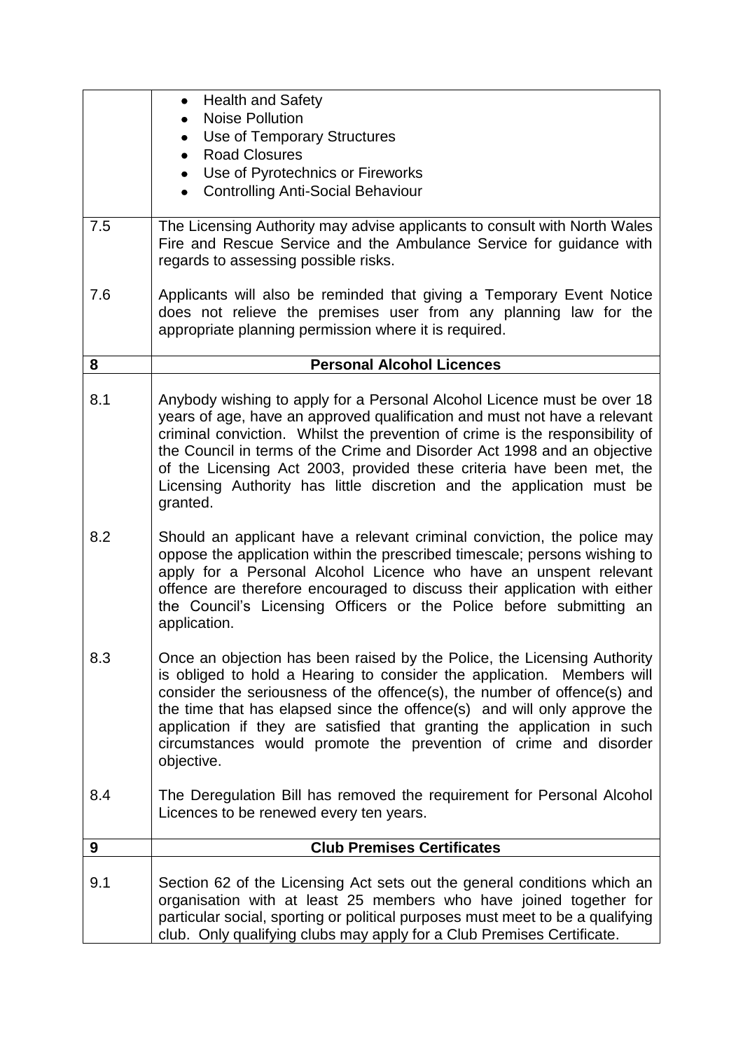| | |
|---|---|
| | • Health and Safety<br>• Noise Pollution<br>• Use of Temporary Structures<br>• Road Closures<br>• Use of Pyrotechnics or Fireworks<br>• Controlling Anti-Social Behaviour |
| 7.5 | The Licensing Authority may advise applicants to consult with North Wales Fire and Rescue Service and the Ambulance Service for guidance with regards to assessing possible risks. |
| 7.6 | Applicants will also be reminded that giving a Temporary Event Notice does not relieve the premises user from any planning law for the appropriate planning permission where it is required. |
| **8** | **Personal Alcohol Licences** |
| 8.1 | Anybody wishing to apply for a Personal Alcohol Licence must be over 18 years of age, have an approved qualification and must not have a relevant criminal conviction. Whilst the prevention of crime is the responsibility of the Council in terms of the Crime and Disorder Act 1998 and an objective of the Licensing Act 2003, provided these criteria have been met, the Licensing Authority has little discretion and the application must be granted. |
| 8.2 | Should an applicant have a relevant criminal conviction, the police may oppose the application within the prescribed timescale; persons wishing to apply for a Personal Alcohol Licence who have an unspent relevant offence are therefore encouraged to discuss their application with either the Council's Licensing Officers or the Police before submitting an application. |
| 8.3 | Once an objection has been raised by the Police, the Licensing Authority is obliged to hold a Hearing to consider the application. Members will consider the seriousness of the offence(s), the number of offence(s) and the time that has elapsed since the offence(s) and will only approve the application if they are satisfied that granting the application in such circumstances would promote the prevention of crime and disorder objective. |
| 8.4 | The Deregulation Bill has removed the requirement for Personal Alcohol Licences to be renewed every ten years. |
| **9** | **Club Premises Certificates** |
| 9.1 | Section 62 of the Licensing Act sets out the general conditions which an organisation with at least 25 members who have joined together for particular social, sporting or political purposes must meet to be a qualifying club. Only qualifying clubs may apply for a Club Premises Certificate. |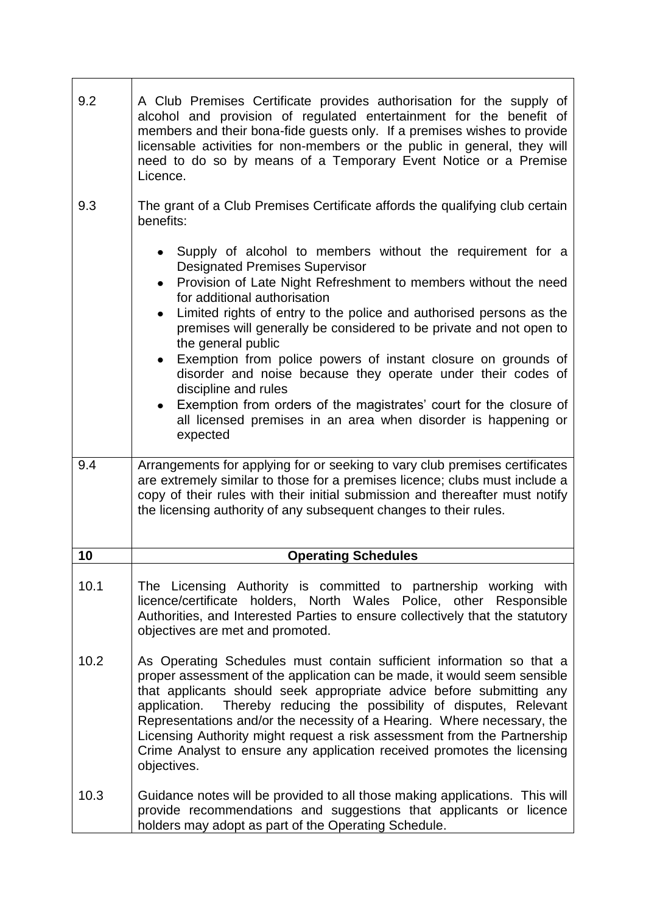9.2 A Club Premises Certificate provides authorisation for the supply of alcohol and provision of regulated entertainment for the benefit of members and their bona-fide guests only. If a premises wishes to provide licensable activities for non-members or the public in general, they will need to do so by means of a Temporary Event Notice or a Premise Licence.

9.3 The grant of a Club Premises Certificate affords the qualifying club certain benefits:

- Supply of alcohol to members without the requirement for a Designated Premises Supervisor
- Provision of Late Night Refreshment to members without the need for additional authorisation
- Limited rights of entry to the police and authorised persons as the premises will generally be considered to be private and not open to the general public
- Exemption from police powers of instant closure on grounds of disorder and noise because they operate under their codes of discipline and rules
- Exemption from orders of the magistrates' court for the closure of all licensed premises in an area when disorder is happening or expected

9.4 Arrangements for applying for or seeking to vary club premises certificates are extremely similar to those for a premises licence; clubs must include a copy of their rules with their initial submission and thereafter must notify the licensing authority of any subsequent changes to their rules.

## 10 Operating Schedules

10.1 The Licensing Authority is committed to partnership working with licence/certificate holders, North Wales Police, other Responsible Authorities, and Interested Parties to ensure collectively that the statutory objectives are met and promoted.

10.2 As Operating Schedules must contain sufficient information so that a proper assessment of the application can be made, it would seem sensible that applicants should seek appropriate advice before submitting any application. Thereby reducing the possibility of disputes, Relevant Representations and/or the necessity of a Hearing. Where necessary, the Licensing Authority might request a risk assessment from the Partnership Crime Analyst to ensure any application received promotes the licensing objectives.

10.3 Guidance notes will be provided to all those making applications. This will provide recommendations and suggestions that applicants or licence holders may adopt as part of the Operating Schedule.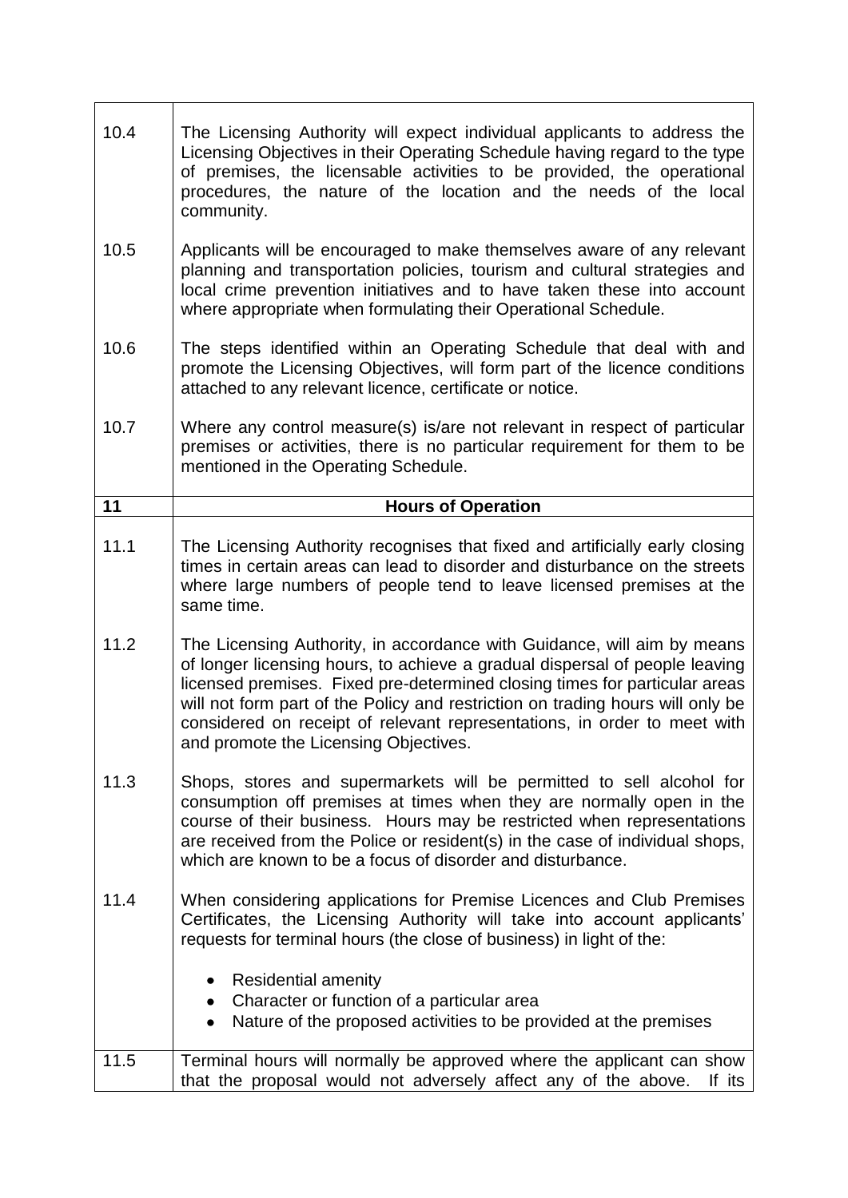| | |
|---|---|
| 10.4 | The Licensing Authority will expect individual applicants to address the Licensing Objectives in their Operating Schedule having regard to the type of premises, the licensable activities to be provided, the operational procedures, the nature of the location and the needs of the local community. |
| 10.5 | Applicants will be encouraged to make themselves aware of any relevant planning and transportation policies, tourism and cultural strategies and local crime prevention initiatives and to have taken these into account where appropriate when formulating their Operational Schedule. |
| 10.6 | The steps identified within an Operating Schedule that deal with and promote the Licensing Objectives, will form part of the licence conditions attached to any relevant licence, certificate or notice. |
| 10.7 | Where any control measure(s) is/are not relevant in respect of particular premises or activities, there is no particular requirement for them to be mentioned in the Operating Schedule. |
| **11** | **Hours of Operation** |
| 11.1 | The Licensing Authority recognises that fixed and artificially early closing times in certain areas can lead to disorder and disturbance on the streets where large numbers of people tend to leave licensed premises at the same time. |
| 11.2 | The Licensing Authority, in accordance with Guidance, will aim by means of longer licensing hours, to achieve a gradual dispersal of people leaving licensed premises. Fixed pre-determined closing times for particular areas will not form part of the Policy and restriction on trading hours will only be considered on receipt of relevant representations, in order to meet with and promote the Licensing Objectives. |
| 11.3 | Shops, stores and supermarkets will be permitted to sell alcohol for consumption off premises at times when they are normally open in the course of their business. Hours may be restricted when representations are received from the Police or resident(s) in the case of individual shops, which are known to be a focus of disorder and disturbance. |
| 11.4 | When considering applications for Premise Licences and Club Premises Certificates, the Licensing Authority will take into account applicants' requests for terminal hours (the close of business) in light of the:<br><br>• Residential amenity<br>• Character or function of a particular area<br>• Nature of the proposed activities to be provided at the premises |
| 11.5 | Terminal hours will normally be approved where the applicant can show that the proposal would not adversely affect any of the above. If its |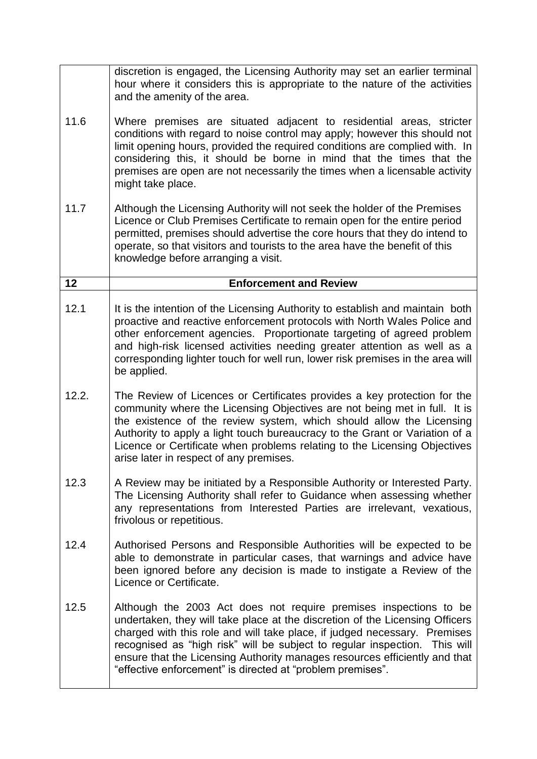discretion is engaged, the Licensing Authority may set an earlier terminal hour where it considers this is appropriate to the nature of the activities and the amenity of the area.

11.6 Where premises are situated adjacent to residential areas, stricter conditions with regard to noise control may apply; however this should not limit opening hours, provided the required conditions are complied with. In considering this, it should be borne in mind that the times that the premises are open are not necessarily the times when a licensable activity might take place.

11.7 Although the Licensing Authority will not seek the holder of the Premises Licence or Club Premises Certificate to remain open for the entire period permitted, premises should advertise the core hours that they do intend to operate, so that visitors and tourists to the area have the benefit of this knowledge before arranging a visit.

## 12 Enforcement and Review

12.1 It is the intention of the Licensing Authority to establish and maintain both proactive and reactive enforcement protocols with North Wales Police and other enforcement agencies. Proportionate targeting of agreed problem and high-risk licensed activities needing greater attention as well as a corresponding lighter touch for well run, lower risk premises in the area will be applied.

12.2. The Review of Licences or Certificates provides a key protection for the community where the Licensing Objectives are not being met in full. It is the existence of the review system, which should allow the Licensing Authority to apply a light touch bureaucracy to the Grant or Variation of a Licence or Certificate when problems relating to the Licensing Objectives arise later in respect of any premises.

12.3 A Review may be initiated by a Responsible Authority or Interested Party. The Licensing Authority shall refer to Guidance when assessing whether any representations from Interested Parties are irrelevant, vexatious, frivolous or repetitious.

12.4 Authorised Persons and Responsible Authorities will be expected to be able to demonstrate in particular cases, that warnings and advice have been ignored before any decision is made to instigate a Review of the Licence or Certificate.

12.5 Although the 2003 Act does not require premises inspections to be undertaken, they will take place at the discretion of the Licensing Officers charged with this role and will take place, if judged necessary. Premises recognised as "high risk" will be subject to regular inspection. This will ensure that the Licensing Authority manages resources efficiently and that "effective enforcement" is directed at "problem premises".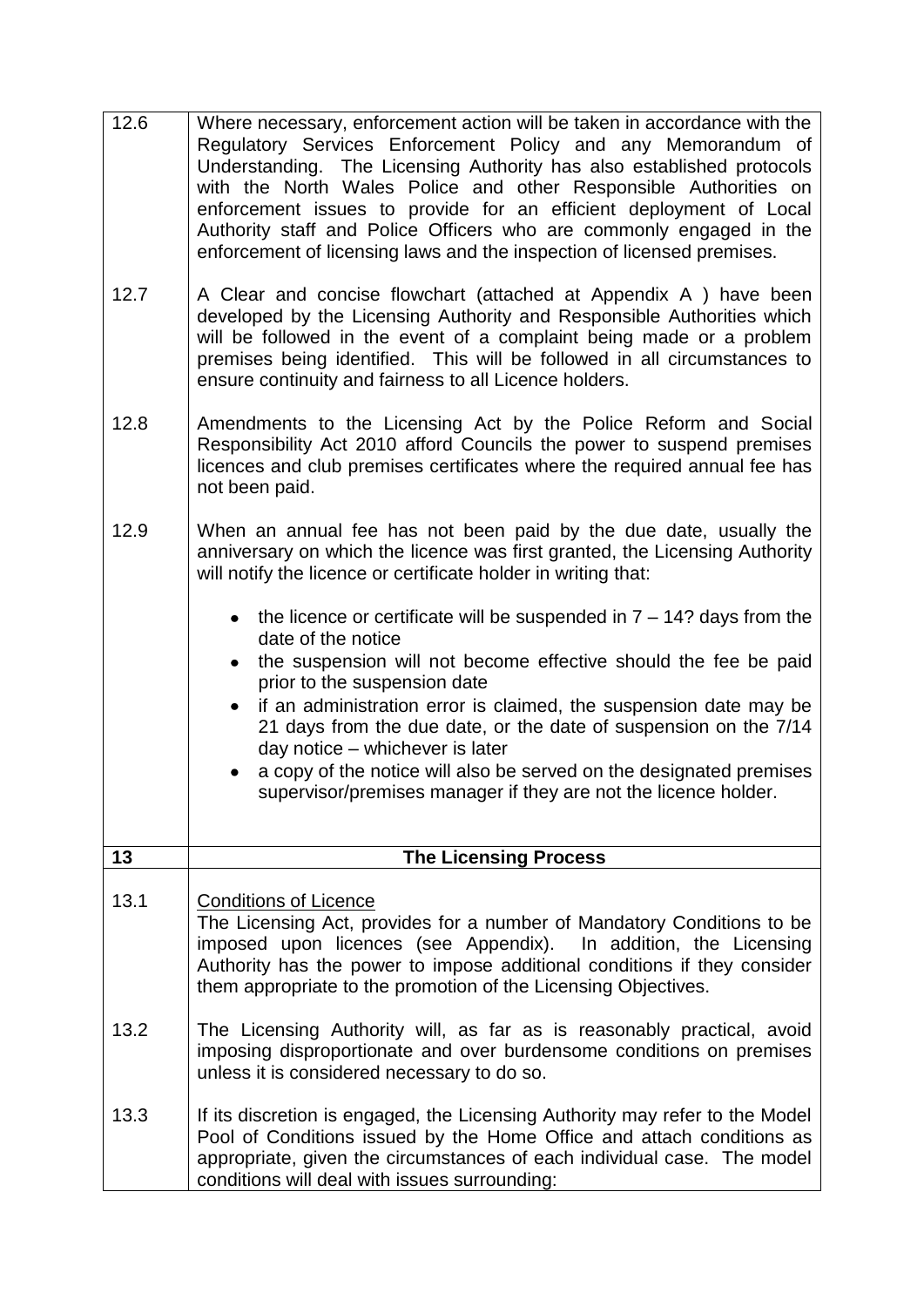| | |
|---|---|
| 12.6 | Where necessary, enforcement action will be taken in accordance with the Regulatory Services Enforcement Policy and any Memorandum of Understanding. The Licensing Authority has also established protocols with the North Wales Police and other Responsible Authorities on enforcement issues to provide for an efficient deployment of Local Authority staff and Police Officers who are commonly engaged in the enforcement of licensing laws and the inspection of licensed premises. |
| 12.7 | A Clear and concise flowchart (attached at Appendix A ) have been developed by the Licensing Authority and Responsible Authorities which will be followed in the event of a complaint being made or a problem premises being identified. This will be followed in all circumstances to ensure continuity and fairness to all Licence holders. |
| 12.8 | Amendments to the Licensing Act by the Police Reform and Social Responsibility Act 2010 afford Councils the power to suspend premises licences and club premises certificates where the required annual fee has not been paid. |
| 12.9 | When an annual fee has not been paid by the due date, usually the anniversary on which the licence was first granted, the Licensing Authority will notify the licence or certificate holder in writing that:<br><br>• the licence or certificate will be suspended in 7 – 14? days from the date of the notice<br>• the suspension will not become effective should the fee be paid prior to the suspension date<br>• if an administration error is claimed, the suspension date may be 21 days from the due date, or the date of suspension on the 7/14 day notice – whichever is later<br>• a copy of the notice will also be served on the designated premises supervisor/premises manager if they are not the licence holder. |
| **13** | **The Licensing Process** |
| 13.1 | <u>Conditions of Licence</u><br>The Licensing Act, provides for a number of Mandatory Conditions to be imposed upon licences (see Appendix). In addition, the Licensing Authority has the power to impose additional conditions if they consider them appropriate to the promotion of the Licensing Objectives. |
| 13.2 | The Licensing Authority will, as far as is reasonably practical, avoid imposing disproportionate and over burdensome conditions on premises unless it is considered necessary to do so. |
| 13.3 | If its discretion is engaged, the Licensing Authority may refer to the Model Pool of Conditions issued by the Home Office and attach conditions as appropriate, given the circumstances of each individual case. The model conditions will deal with issues surrounding: |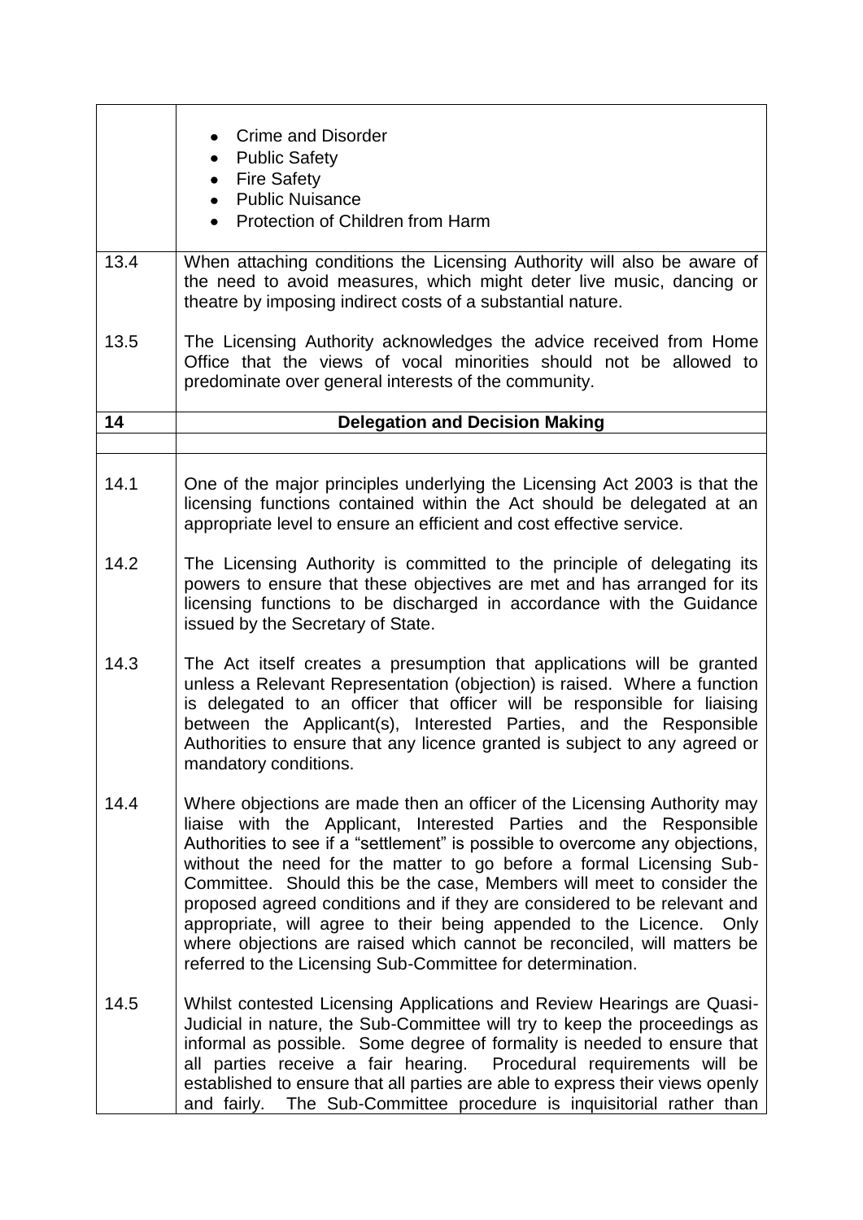- Crime and Disorder
- Public Safety
- Fire Safety
- Public Nuisance
- Protection of Children from Harm

| | |
|---|---|
| 13.4 | When attaching conditions the Licensing Authority will also be aware of the need to avoid measures, which might deter live music, dancing or theatre by imposing indirect costs of a substantial nature. |
| 13.5 | The Licensing Authority acknowledges the advice received from Home Office that the views of vocal minorities should not be allowed to predominate over general interests of the community. |

## 14 Delegation and Decision Making

| | |
|---|---|
| 14.1 | One of the major principles underlying the Licensing Act 2003 is that the licensing functions contained within the Act should be delegated at an appropriate level to ensure an efficient and cost effective service. |
| 14.2 | The Licensing Authority is committed to the principle of delegating its powers to ensure that these objectives are met and has arranged for its licensing functions to be discharged in accordance with the Guidance issued by the Secretary of State. |
| 14.3 | The Act itself creates a presumption that applications will be granted unless a Relevant Representation (objection) is raised. Where a function is delegated to an officer that officer will be responsible for liaising between the Applicant(s), Interested Parties, and the Responsible Authorities to ensure that any licence granted is subject to any agreed or mandatory conditions. |
| 14.4 | Where objections are made then an officer of the Licensing Authority may liaise with the Applicant, Interested Parties and the Responsible Authorities to see if a "settlement" is possible to overcome any objections, without the need for the matter to go before a formal Licensing Sub-Committee. Should this be the case, Members will meet to consider the proposed agreed conditions and if they are considered to be relevant and appropriate, will agree to their being appended to the Licence. Only where objections are raised which cannot be reconciled, will matters be referred to the Licensing Sub-Committee for determination. |
| 14.5 | Whilst contested Licensing Applications and Review Hearings are Quasi-Judicial in nature, the Sub-Committee will try to keep the proceedings as informal as possible. Some degree of formality is needed to ensure that all parties receive a fair hearing. Procedural requirements will be established to ensure that all parties are able to express their views openly and fairly. The Sub-Committee procedure is inquisitorial rather than |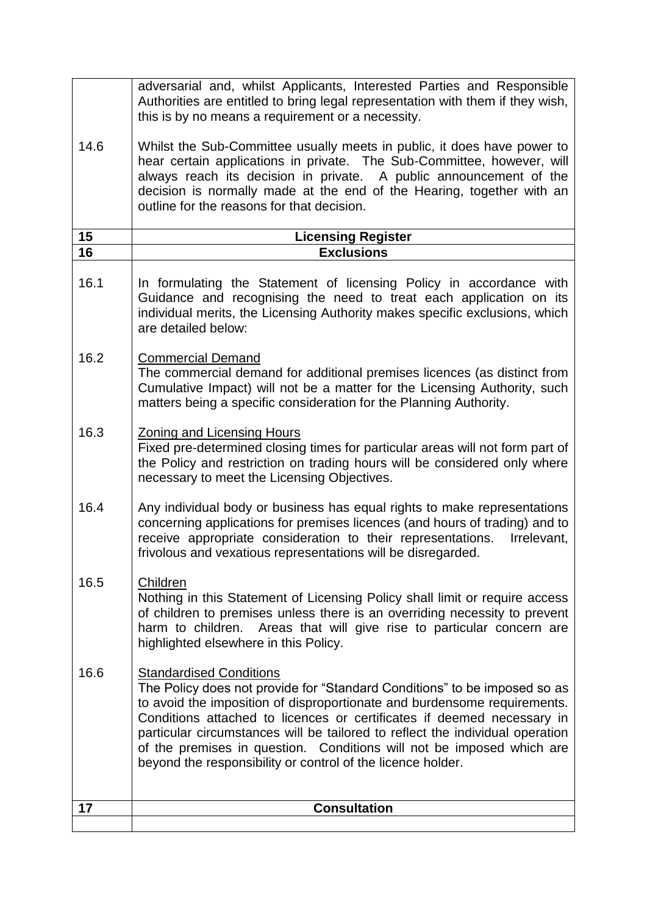|  |  |
|---|---|
|  | adversarial and, whilst Applicants, Interested Parties and Responsible Authorities are entitled to bring legal representation with them if they wish, this is by no means a requirement or a necessity. |
| 14.6 | Whilst the Sub-Committee usually meets in public, it does have power to hear certain applications in private. The Sub-Committee, however, will always reach its decision in private. A public announcement of the decision is normally made at the end of the Hearing, together with an outline for the reasons for that decision. |
| **15** | **Licensing Register** |
| **16** | **Exclusions** |
| 16.1 | In formulating the Statement of licensing Policy in accordance with Guidance and recognising the need to treat each application on its individual merits, the Licensing Authority makes specific exclusions, which are detailed below: |
| 16.2 | Commercial Demand<br>The commercial demand for additional premises licences (as distinct from Cumulative Impact) will not be a matter for the Licensing Authority, such matters being a specific consideration for the Planning Authority. |
| 16.3 | Zoning and Licensing Hours<br>Fixed pre-determined closing times for particular areas will not form part of the Policy and restriction on trading hours will be considered only where necessary to meet the Licensing Objectives. |
| 16.4 | Any individual body or business has equal rights to make representations concerning applications for premises licences (and hours of trading) and to receive appropriate consideration to their representations. Irrelevant, frivolous and vexatious representations will be disregarded. |
| 16.5 | Children<br>Nothing in this Statement of Licensing Policy shall limit or require access of children to premises unless there is an overriding necessity to prevent harm to children. Areas that will give rise to particular concern are highlighted elsewhere in this Policy. |
| 16.6 | Standardised Conditions<br>The Policy does not provide for "Standard Conditions" to be imposed so as to avoid the imposition of disproportionate and burdensome requirements. Conditions attached to licences or certificates if deemed necessary in particular circumstances will be tailored to reflect the individual operation of the premises in question. Conditions will not be imposed which are beyond the responsibility or control of the licence holder. |
| **17** | **Consultation** |
|  |  |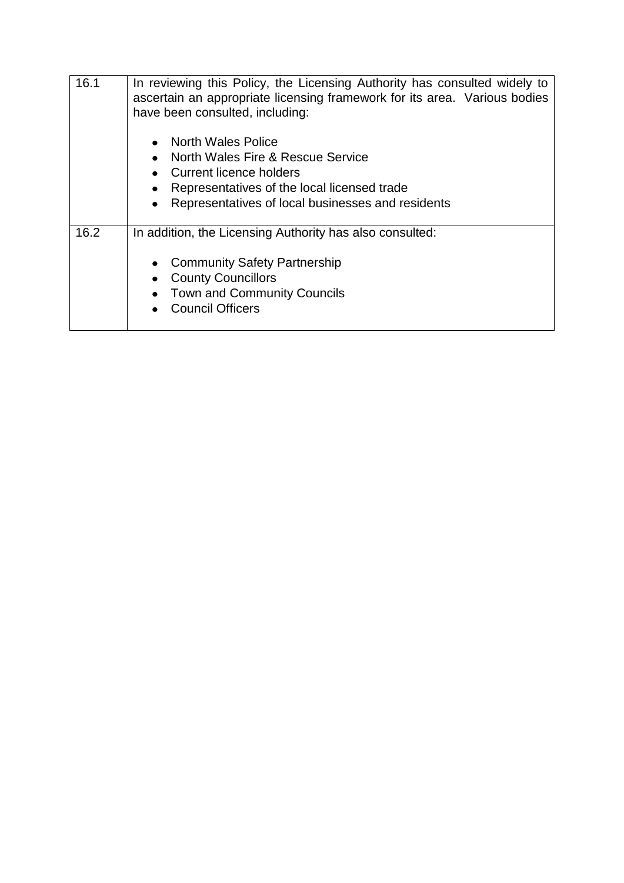| | |
|---|---|
| 16.1 | In reviewing this Policy, the Licensing Authority has consulted widely to ascertain an appropriate licensing framework for its area. Various bodies have been consulted, including:<br><br>• North Wales Police<br>• North Wales Fire & Rescue Service<br>• Current licence holders<br>• Representatives of the local licensed trade<br>• Representatives of local businesses and residents |
| 16.2 | In addition, the Licensing Authority has also consulted:<br><br>• Community Safety Partnership<br>• County Councillors<br>• Town and Community Councils<br>• Council Officers |